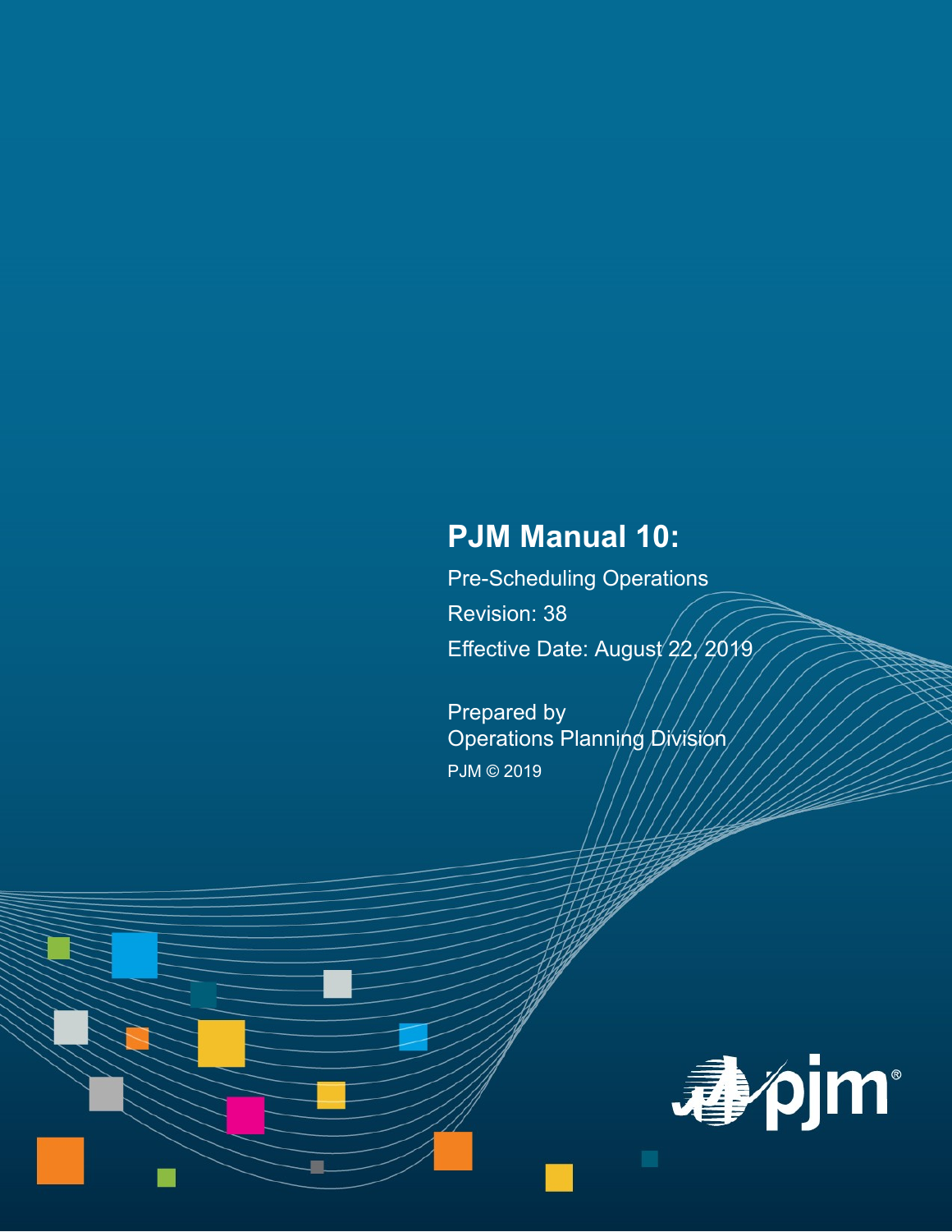# PJM Manual 10:

Pre-Scheduling Operations

Revision: 38

Effective Date: August 22, 2019

Prepared by
Operations Planning Division

PJM © 2019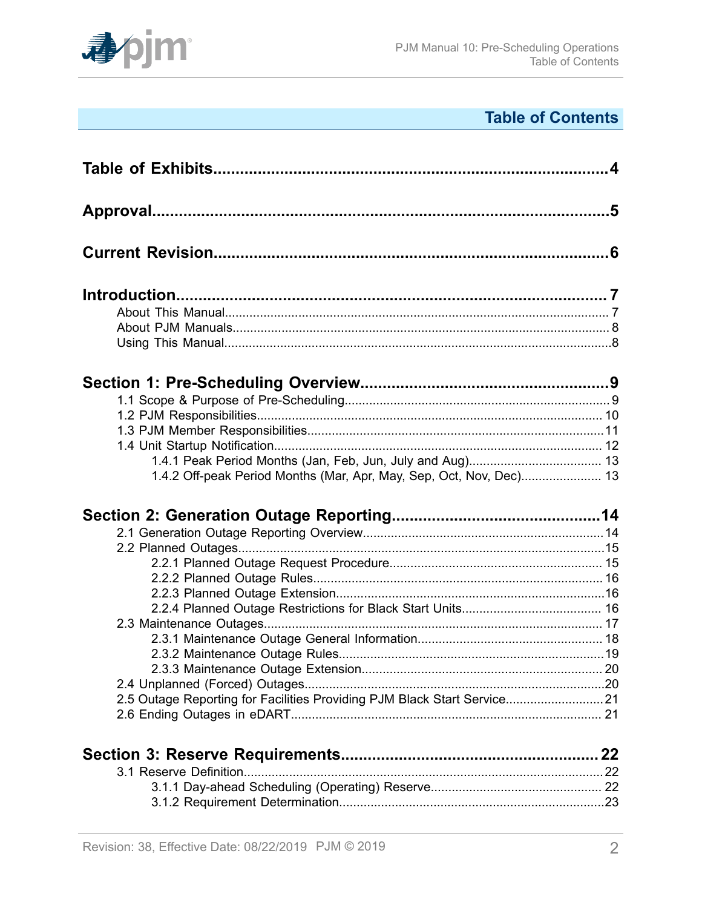## Table of Contents

**Table of Exhibits** ........................................................ 4

**Approval** ........................................................ 5

**Current Revision** ........................................................ 6

**Introduction** ........................................................ 7

- About This Manual ........................................................ 7
- About PJM Manuals ........................................................ 8
- Using This Manual ........................................................ 8

**Section 1: Pre-Scheduling Overview** ........................................................ 9

- 1.1 Scope & Purpose of Pre-Scheduling ........................................................ 9
- 1.2 PJM Responsibilities ........................................................ 10
- 1.3 PJM Member Responsibilities ........................................................ 11
- 1.4 Unit Startup Notification ........................................................ 12
  - 1.4.1 Peak Period Months (Jan, Feb, Jun, July and Aug) ........................................................ 13
  - 1.4.2 Off-peak Period Months (Mar, Apr, May, Sep, Oct, Nov, Dec) ........................................................ 13

**Section 2: Generation Outage Reporting** ........................................................ 14

- 2.1 Generation Outage Reporting Overview ........................................................ 14
- 2.2 Planned Outages ........................................................ 15
  - 2.2.1 Planned Outage Request Procedure ........................................................ 15
  - 2.2.2 Planned Outage Rules ........................................................ 16
  - 2.2.3 Planned Outage Extension ........................................................ 16
  - 2.2.4 Planned Outage Restrictions for Black Start Units ........................................................ 16
- 2.3 Maintenance Outages ........................................................ 17
  - 2.3.1 Maintenance Outage General Information ........................................................ 18
  - 2.3.2 Maintenance Outage Rules ........................................................ 19
  - 2.3.3 Maintenance Outage Extension ........................................................ 20
- 2.4 Unplanned (Forced) Outages ........................................................ 20
- 2.5 Outage Reporting for Facilities Providing PJM Black Start Service ........................................................ 21
- 2.6 Ending Outages in eDART ........................................................ 21

**Section 3: Reserve Requirements** ........................................................ 22

- 3.1 Reserve Definition ........................................................ 22
  - 3.1.1 Day-ahead Scheduling (Operating) Reserve ........................................................ 22
  - 3.1.2 Requirement Determination ........................................................ 23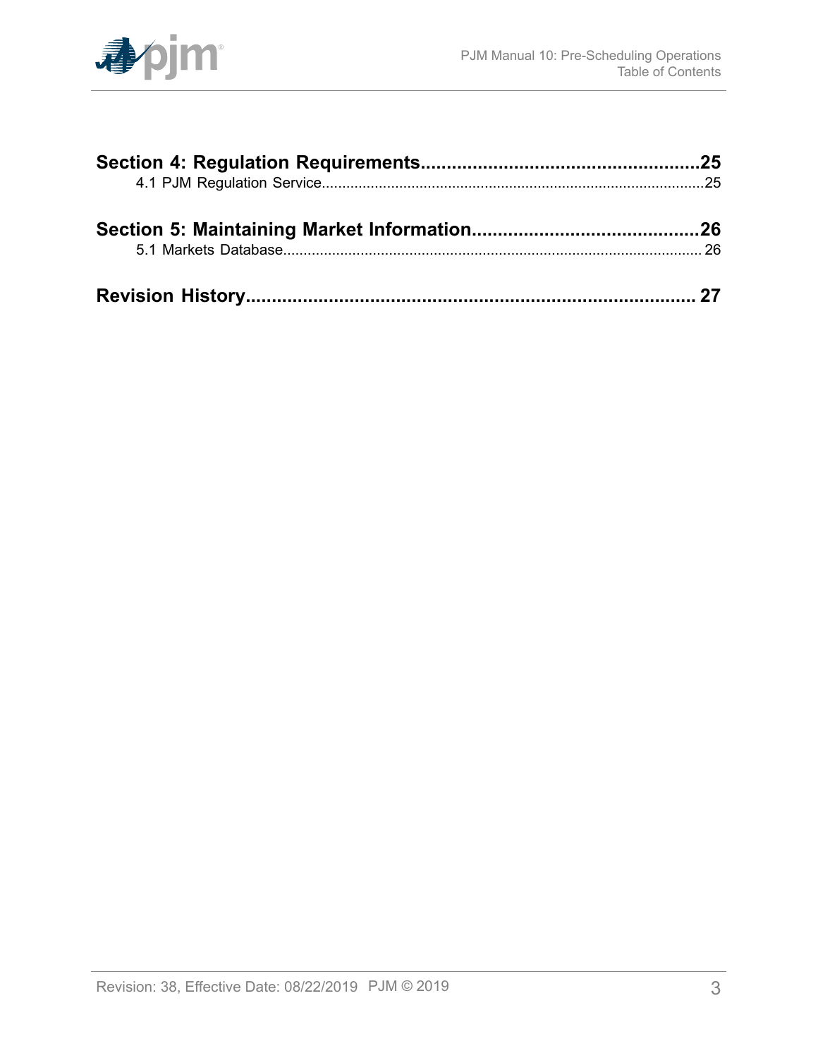**Section 4: Regulation Requirements.....................................................25**

4.1 PJM Regulation Service..............................................................................................25

**Section 5: Maintaining Market Information...........................................26**

5.1 Markets Database...................................................................................................... 26

**Revision History...................................................................................... 27**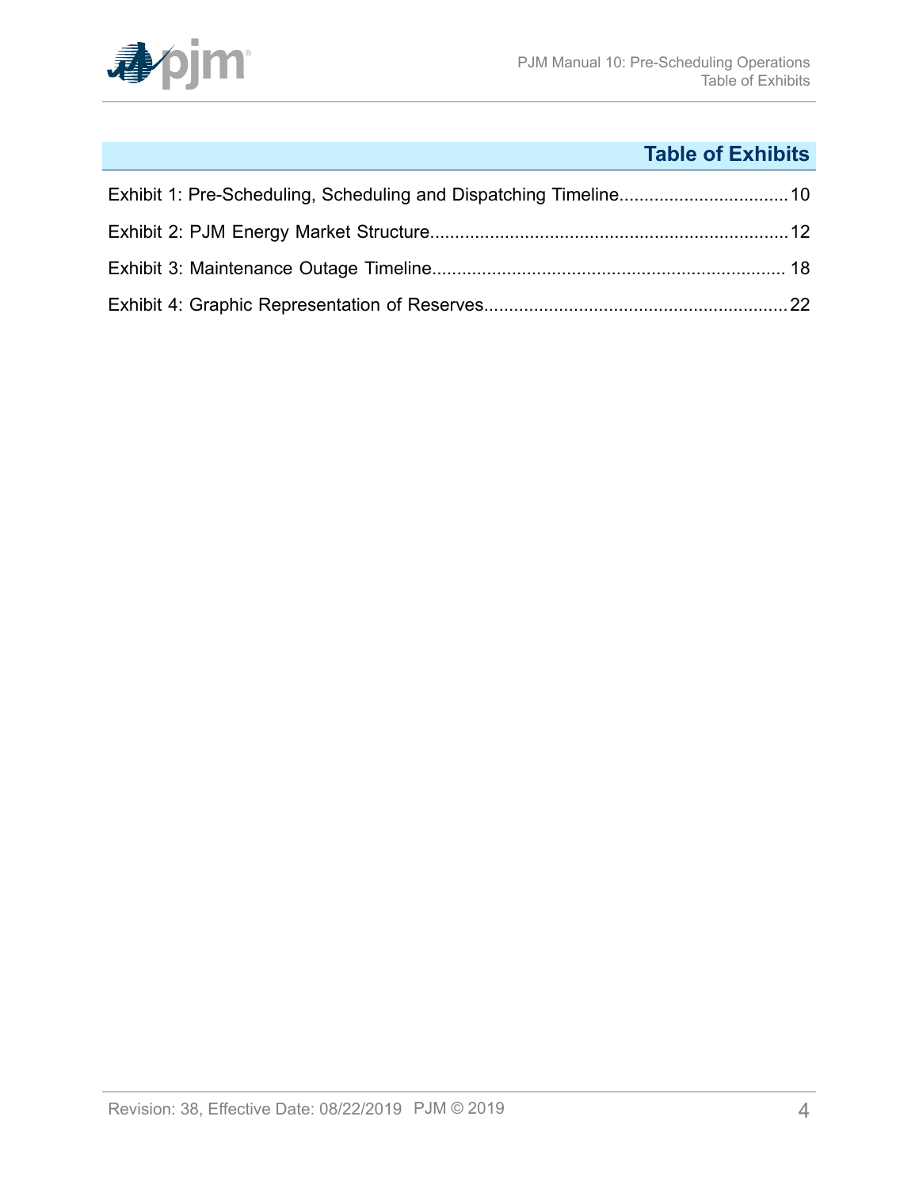# Table of Exhibits

Exhibit 1: Pre-Scheduling, Scheduling and Dispatching Timeline..................................10

Exhibit 2: PJM Energy Market Structure........................................................................12

Exhibit 3: Maintenance Outage Timeline...................................................................... 18

Exhibit 4: Graphic Representation of Reserves.............................................................22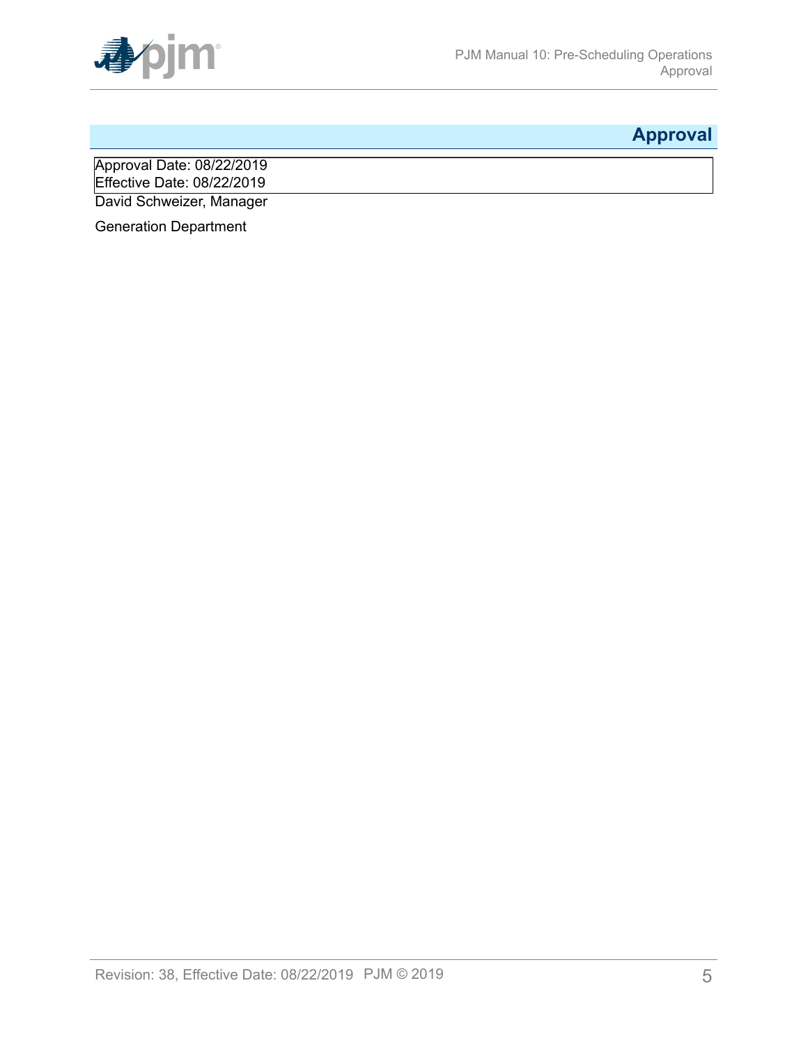## Approval

Approval Date: 08/22/2019
Effective Date: 08/22/2019

David Schweizer, Manager

Generation Department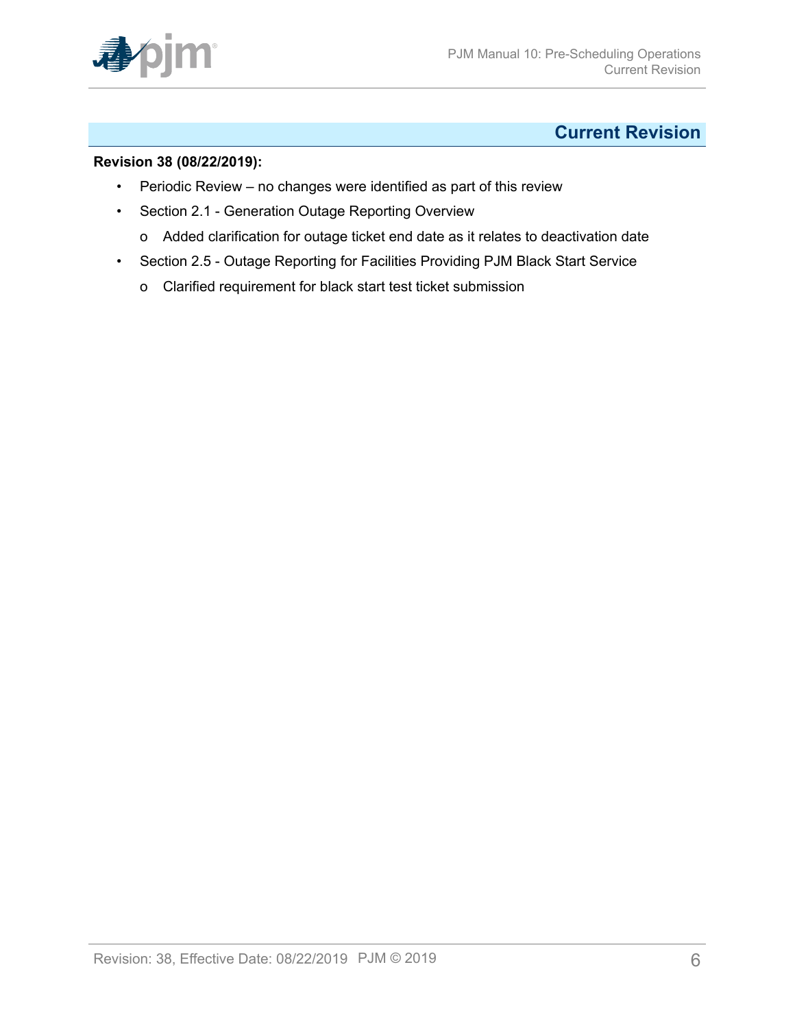# Current Revision

**Revision 38 (08/22/2019):**

- Periodic Review – no changes were identified as part of this review
- Section 2.1 - Generation Outage Reporting Overview
    - Added clarification for outage ticket end date as it relates to deactivation date
- Section 2.5 - Outage Reporting for Facilities Providing PJM Black Start Service
    - Clarified requirement for black start test ticket submission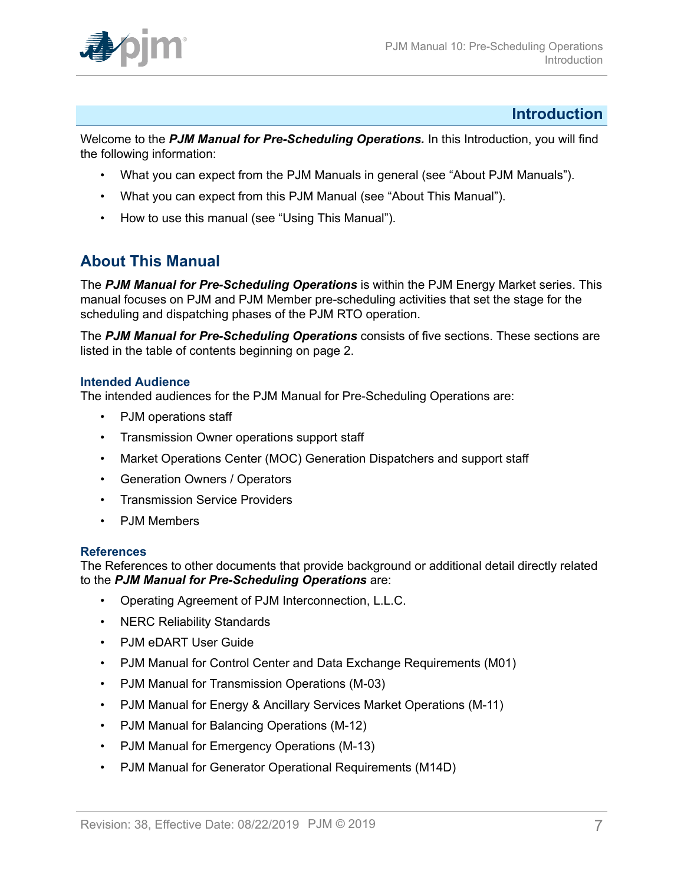# Introduction

Welcome to the ***PJM Manual for Pre-Scheduling Operations.*** In this Introduction, you will find the following information:

- What you can expect from the PJM Manuals in general (see "About PJM Manuals").
- What you can expect from this PJM Manual (see "About This Manual").
- How to use this manual (see "Using This Manual").

## About This Manual

The ***PJM Manual for Pre-Scheduling Operations*** is within the PJM Energy Market series. This manual focuses on PJM and PJM Member pre-scheduling activities that set the stage for the scheduling and dispatching phases of the PJM RTO operation.

The ***PJM Manual for Pre-Scheduling Operations*** consists of five sections. These sections are listed in the table of contents beginning on page 2.

### Intended Audience

The intended audiences for the PJM Manual for Pre-Scheduling Operations are:

- PJM operations staff
- Transmission Owner operations support staff
- Market Operations Center (MOC) Generation Dispatchers and support staff
- Generation Owners / Operators
- Transmission Service Providers
- PJM Members

### References

The References to other documents that provide background or additional detail directly related to the ***PJM Manual for Pre-Scheduling Operations*** are:

- Operating Agreement of PJM Interconnection, L.L.C.
- NERC Reliability Standards
- PJM eDART User Guide
- PJM Manual for Control Center and Data Exchange Requirements (M01)
- PJM Manual for Transmission Operations (M-03)
- PJM Manual for Energy & Ancillary Services Market Operations (M-11)
- PJM Manual for Balancing Operations (M-12)
- PJM Manual for Emergency Operations (M-13)
- PJM Manual for Generator Operational Requirements (M14D)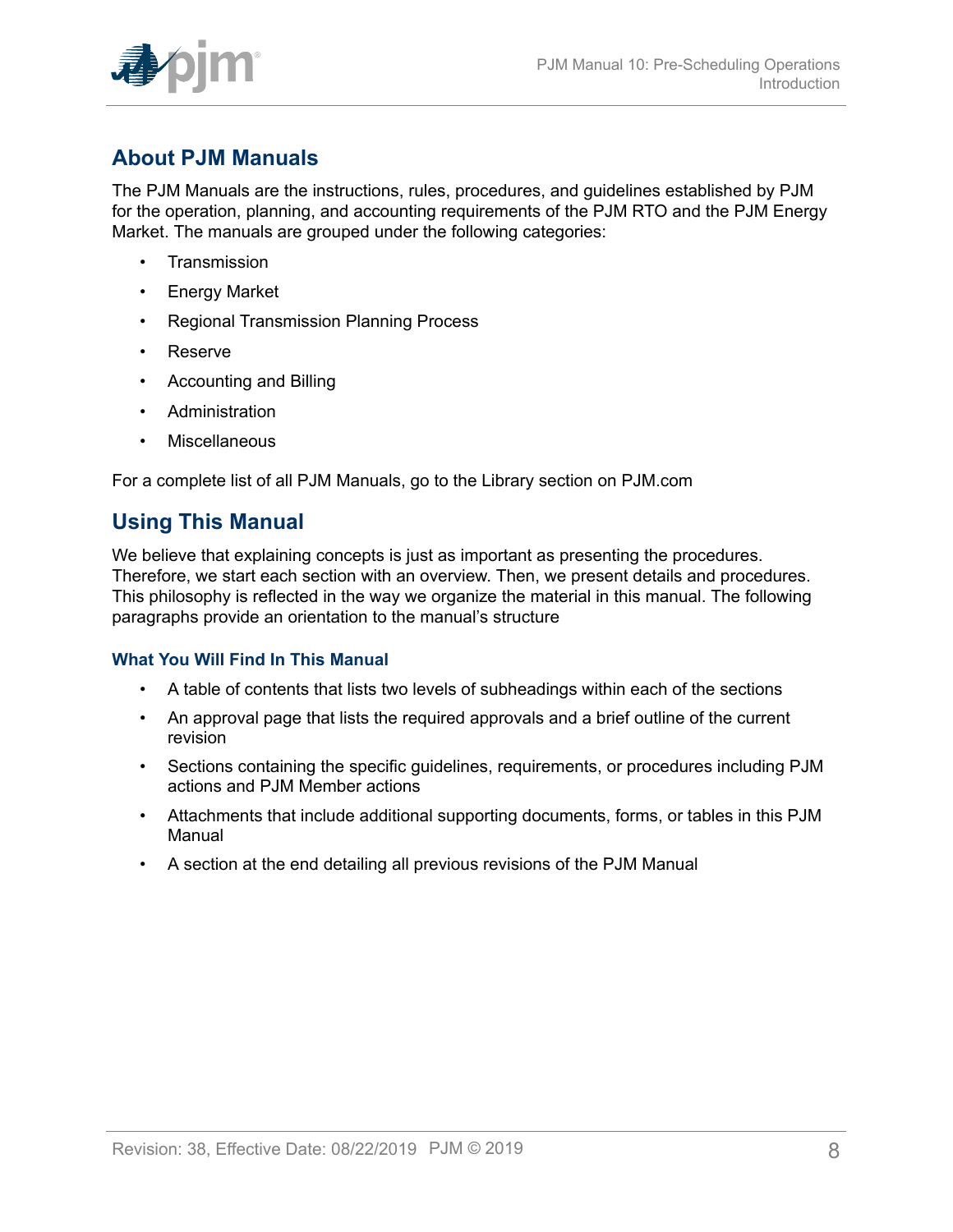## About PJM Manuals

The PJM Manuals are the instructions, rules, procedures, and guidelines established by PJM for the operation, planning, and accounting requirements of the PJM RTO and the PJM Energy Market. The manuals are grouped under the following categories:

- Transmission
- Energy Market
- Regional Transmission Planning Process
- Reserve
- Accounting and Billing
- Administration
- Miscellaneous

For a complete list of all PJM Manuals, go to the Library section on PJM.com

## Using This Manual

We believe that explaining concepts is just as important as presenting the procedures. Therefore, we start each section with an overview. Then, we present details and procedures. This philosophy is reflected in the way we organize the material in this manual. The following paragraphs provide an orientation to the manual's structure

### What You Will Find In This Manual

- A table of contents that lists two levels of subheadings within each of the sections
- An approval page that lists the required approvals and a brief outline of the current revision
- Sections containing the specific guidelines, requirements, or procedures including PJM actions and PJM Member actions
- Attachments that include additional supporting documents, forms, or tables in this PJM Manual
- A section at the end detailing all previous revisions of the PJM Manual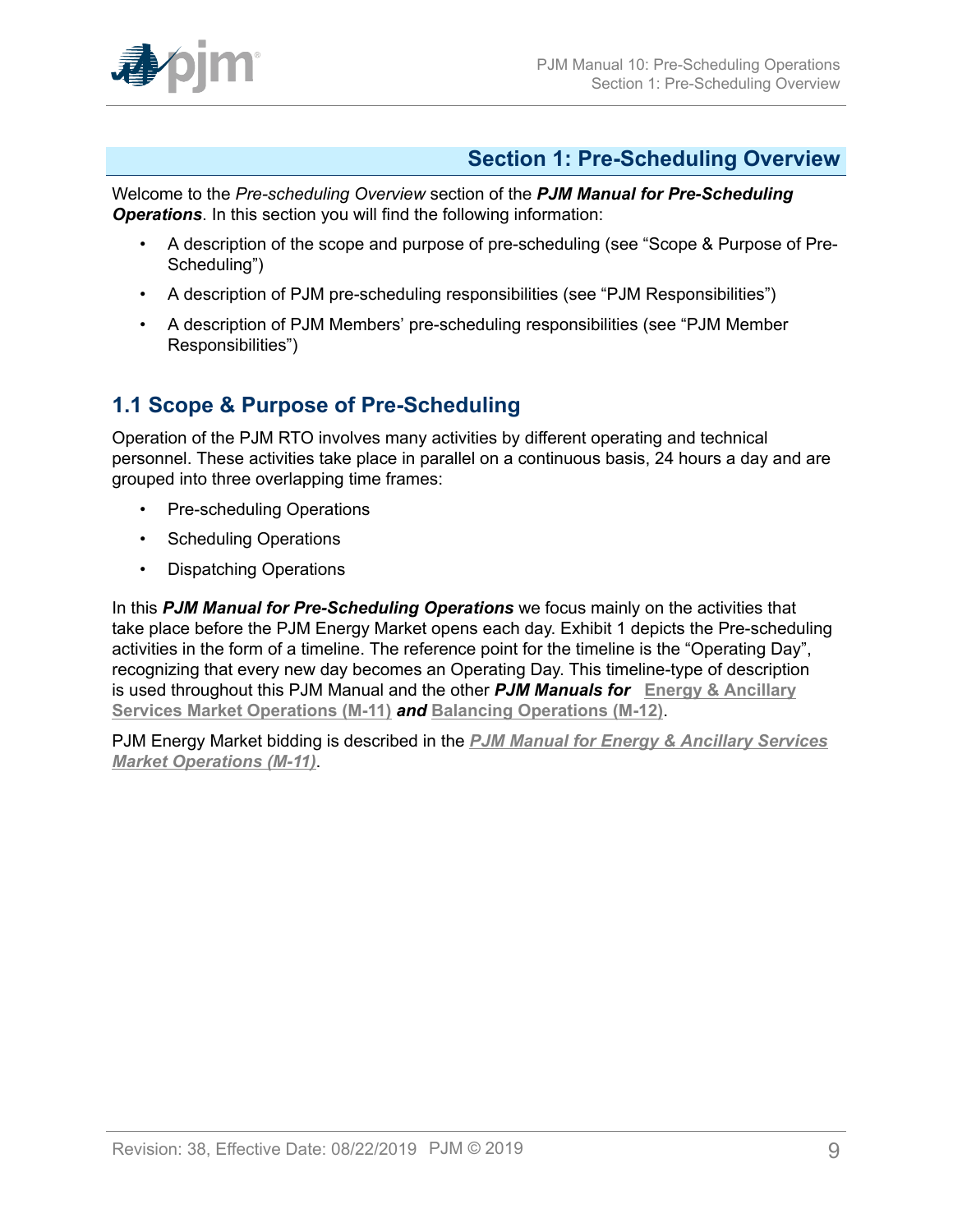# Section 1: Pre-Scheduling Overview

Welcome to the *Pre-scheduling Overview* section of the ***PJM Manual for Pre-Scheduling Operations***. In this section you will find the following information:

- A description of the scope and purpose of pre-scheduling (see "Scope & Purpose of Pre-Scheduling")
- A description of PJM pre-scheduling responsibilities (see "PJM Responsibilities")
- A description of PJM Members' pre-scheduling responsibilities (see "PJM Member Responsibilities")

## 1.1 Scope & Purpose of Pre-Scheduling

Operation of the PJM RTO involves many activities by different operating and technical personnel. These activities take place in parallel on a continuous basis, 24 hours a day and are grouped into three overlapping time frames:

- Pre-scheduling Operations
- Scheduling Operations
- Dispatching Operations

In this ***PJM Manual for Pre-Scheduling Operations*** we focus mainly on the activities that take place before the PJM Energy Market opens each day. Exhibit 1 depicts the Pre-scheduling activities in the form of a timeline. The reference point for the timeline is the "Operating Day", recognizing that every new day becomes an Operating Day. This timeline-type of description is used throughout this PJM Manual and the other ***PJM Manuals for*** **Energy & Ancillary Services Market Operations (M-11)** ***and*** **Balancing Operations (M-12)**.

PJM Energy Market bidding is described in the ***PJM Manual for Energy & Ancillary Services Market Operations (M-11)***.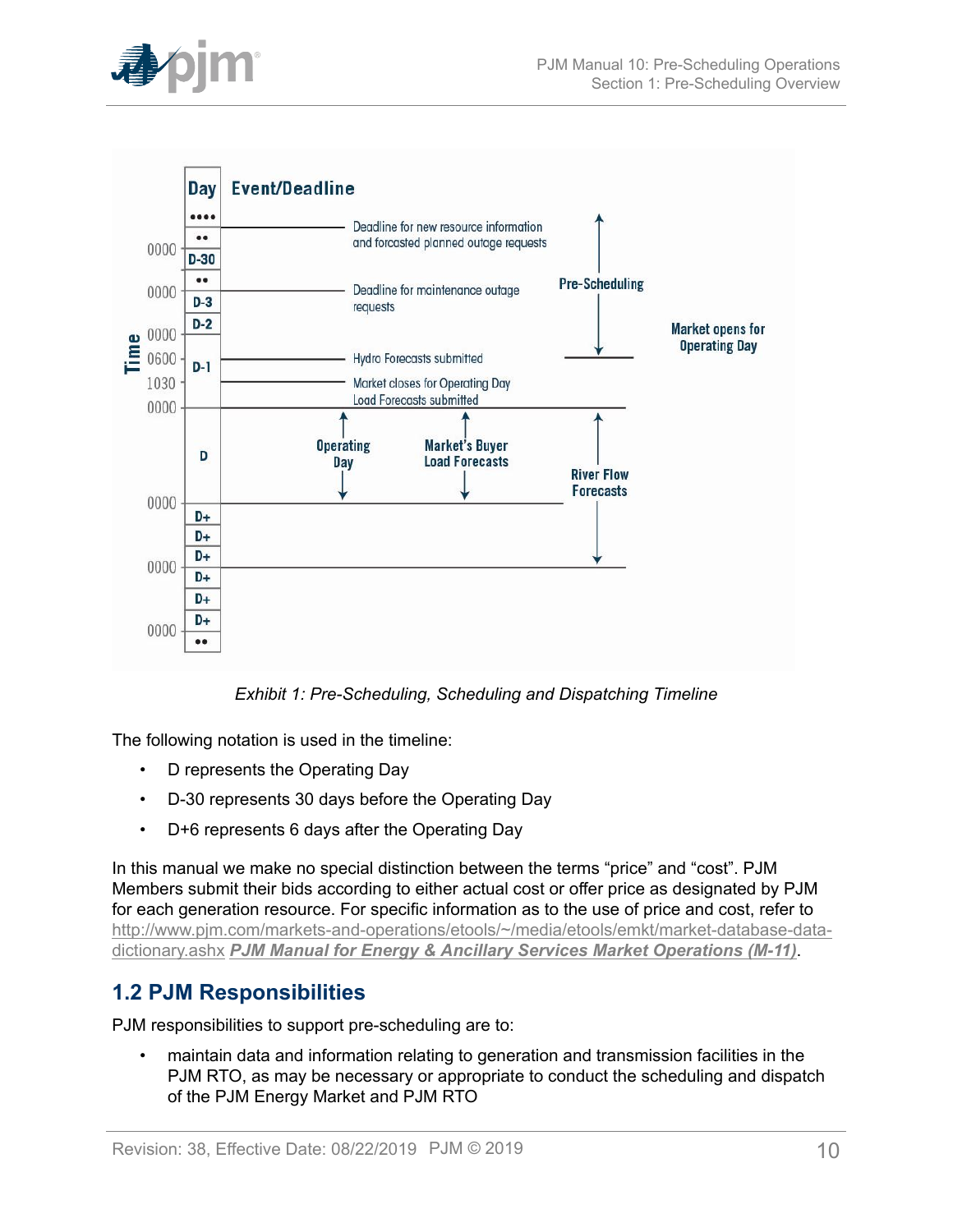Exhibit 1: Pre-Scheduling, Scheduling and Dispatching Timeline

The following notation is used in the timeline:

- D represents the Operating Day
- D-30 represents 30 days before the Operating Day
- D+6 represents 6 days after the Operating Day

In this manual we make no special distinction between the terms “price” and “cost”. PJM Members submit their bids according to either actual cost or offer price as designated by PJM for each generation resource. For specific information as to the use of price and cost, refer to http://www.pjm.com/markets-and-operations/etools/~/media/etools/emkt/market-database-data-dictionary.ashx ***PJM Manual for Energy & Ancillary Services Market Operations (M-11)***.

## 1.2 PJM Responsibilities

PJM responsibilities to support pre-scheduling are to:

- maintain data and information relating to generation and transmission facilities in the PJM RTO, as may be necessary or appropriate to conduct the scheduling and dispatch of the PJM Energy Market and PJM RTO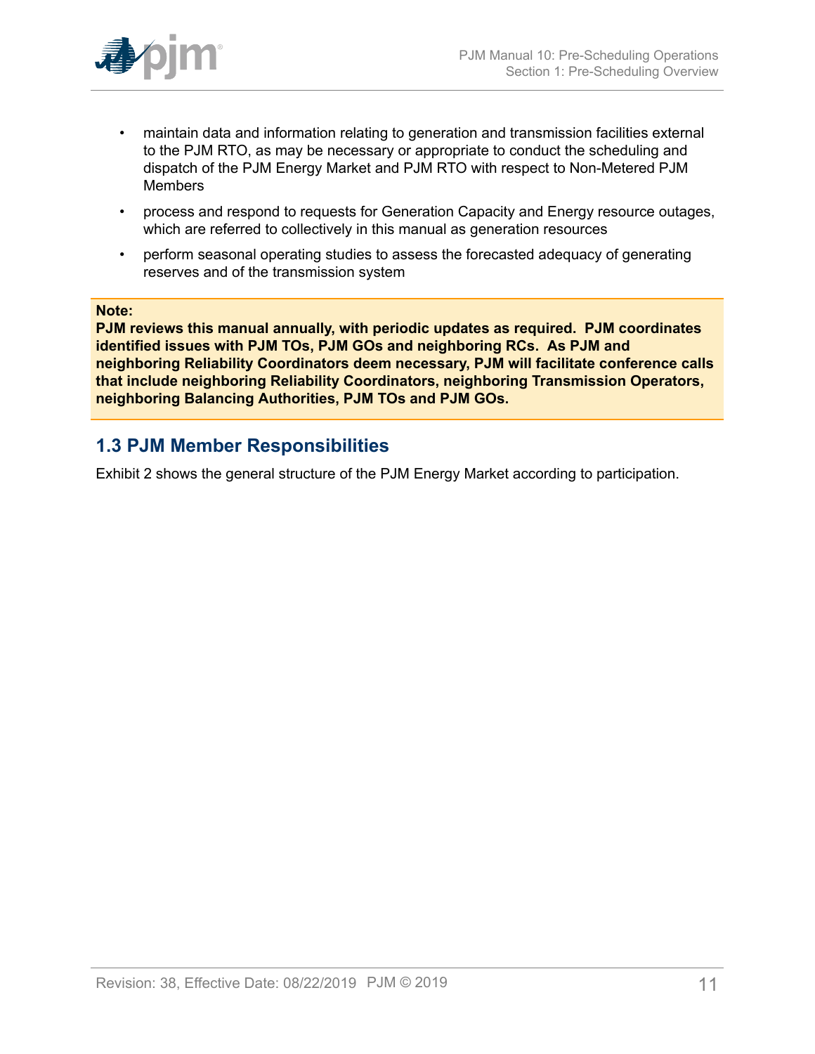- maintain data and information relating to generation and transmission facilities external to the PJM RTO, as may be necessary or appropriate to conduct the scheduling and dispatch of the PJM Energy Market and PJM RTO with respect to Non-Metered PJM Members
- process and respond to requests for Generation Capacity and Energy resource outages, which are referred to collectively in this manual as generation resources
- perform seasonal operating studies to assess the forecasted adequacy of generating reserves and of the transmission system

**Note:**
**PJM reviews this manual annually, with periodic updates as required. PJM coordinates identified issues with PJM TOs, PJM GOs and neighboring RCs. As PJM and neighboring Reliability Coordinators deem necessary, PJM will facilitate conference calls that include neighboring Reliability Coordinators, neighboring Transmission Operators, neighboring Balancing Authorities, PJM TOs and PJM GOs.**

## 1.3 PJM Member Responsibilities

Exhibit 2 shows the general structure of the PJM Energy Market according to participation.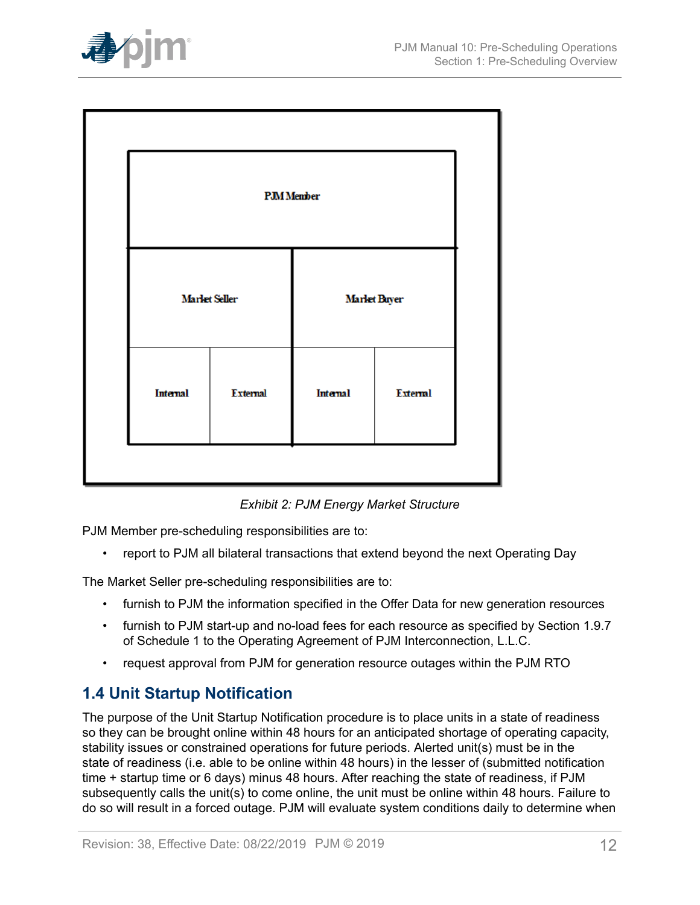| PJM Member | | | |
|---|---|---|---|
| Market Seller | | Market Buyer | |
| Internal | External | Internal | External |

*Exhibit 2: PJM Energy Market Structure*

PJM Member pre-scheduling responsibilities are to:

- report to PJM all bilateral transactions that extend beyond the next Operating Day

The Market Seller pre-scheduling responsibilities are to:

- furnish to PJM the information specified in the Offer Data for new generation resources
- furnish to PJM start-up and no-load fees for each resource as specified by Section 1.9.7 of Schedule 1 to the Operating Agreement of PJM Interconnection, L.L.C.
- request approval from PJM for generation resource outages within the PJM RTO

## 1.4 Unit Startup Notification

The purpose of the Unit Startup Notification procedure is to place units in a state of readiness so they can be brought online within 48 hours for an anticipated shortage of operating capacity, stability issues or constrained operations for future periods. Alerted unit(s) must be in the state of readiness (i.e. able to be online within 48 hours) in the lesser of (submitted notification time + startup time or 6 days) minus 48 hours. After reaching the state of readiness, if PJM subsequently calls the unit(s) to come online, the unit must be online within 48 hours. Failure to do so will result in a forced outage. PJM will evaluate system conditions daily to determine when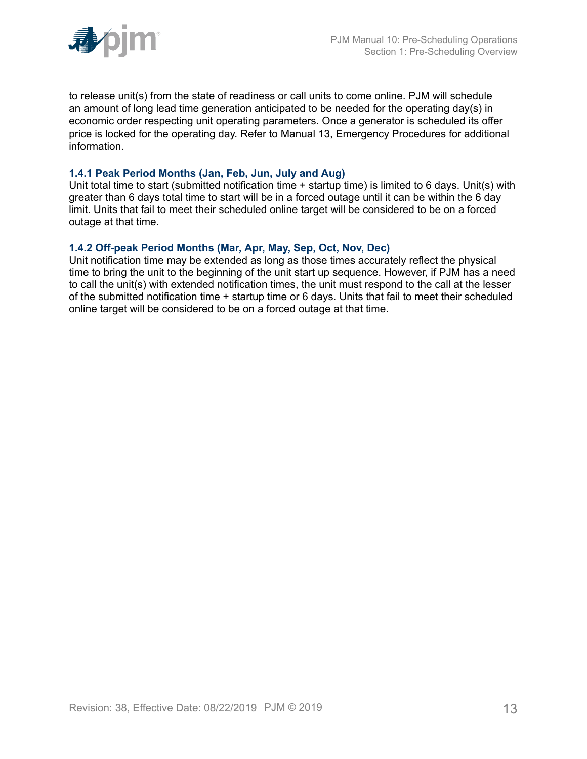to release unit(s) from the state of readiness or call units to come online. PJM will schedule an amount of long lead time generation anticipated to be needed for the operating day(s) in economic order respecting unit operating parameters. Once a generator is scheduled its offer price is locked for the operating day. Refer to Manual 13, Emergency Procedures for additional information.

### 1.4.1 Peak Period Months (Jan, Feb, Jun, July and Aug)

Unit total time to start (submitted notification time + startup time) is limited to 6 days. Unit(s) with greater than 6 days total time to start will be in a forced outage until it can be within the 6 day limit. Units that fail to meet their scheduled online target will be considered to be on a forced outage at that time.

### 1.4.2 Off-peak Period Months (Mar, Apr, May, Sep, Oct, Nov, Dec)

Unit notification time may be extended as long as those times accurately reflect the physical time to bring the unit to the beginning of the unit start up sequence. However, if PJM has a need to call the unit(s) with extended notification times, the unit must respond to the call at the lesser of the submitted notification time + startup time or 6 days. Units that fail to meet their scheduled online target will be considered to be on a forced outage at that time.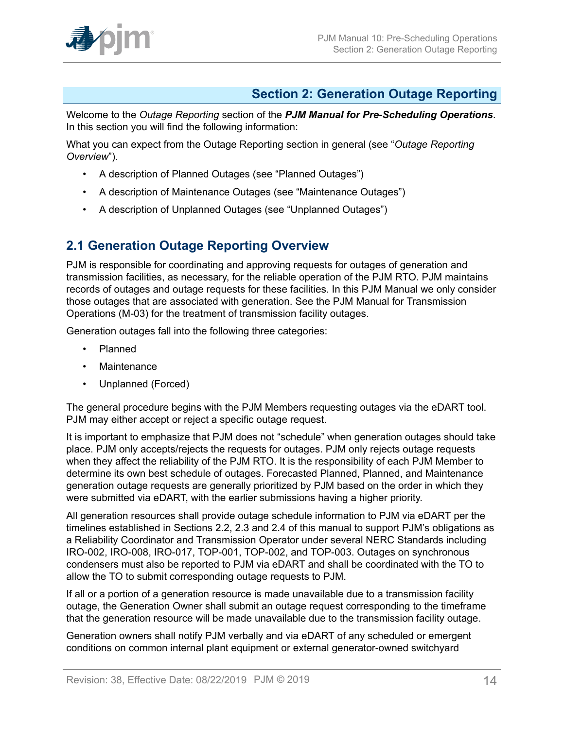# Section 2: Generation Outage Reporting

Welcome to the *Outage Reporting* section of the ***PJM Manual for Pre-Scheduling Operations***. In this section you will find the following information:

What you can expect from the Outage Reporting section in general (see "*Outage Reporting Overview*").

- A description of Planned Outages (see "Planned Outages")
- A description of Maintenance Outages (see "Maintenance Outages")
- A description of Unplanned Outages (see "Unplanned Outages")

## 2.1 Generation Outage Reporting Overview

PJM is responsible for coordinating and approving requests for outages of generation and transmission facilities, as necessary, for the reliable operation of the PJM RTO. PJM maintains records of outages and outage requests for these facilities. In this PJM Manual we only consider those outages that are associated with generation. See the PJM Manual for Transmission Operations (M-03) for the treatment of transmission facility outages.

Generation outages fall into the following three categories:

- Planned
- Maintenance
- Unplanned (Forced)

The general procedure begins with the PJM Members requesting outages via the eDART tool. PJM may either accept or reject a specific outage request.

It is important to emphasize that PJM does not "schedule" when generation outages should take place. PJM only accepts/rejects the requests for outages. PJM only rejects outage requests when they affect the reliability of the PJM RTO. It is the responsibility of each PJM Member to determine its own best schedule of outages. Forecasted Planned, Planned, and Maintenance generation outage requests are generally prioritized by PJM based on the order in which they were submitted via eDART, with the earlier submissions having a higher priority.

All generation resources shall provide outage schedule information to PJM via eDART per the timelines established in Sections 2.2, 2.3 and 2.4 of this manual to support PJM's obligations as a Reliability Coordinator and Transmission Operator under several NERC Standards including IRO-002, IRO-008, IRO-017, TOP-001, TOP-002, and TOP-003. Outages on synchronous condensers must also be reported to PJM via eDART and shall be coordinated with the TO to allow the TO to submit corresponding outage requests to PJM.

If all or a portion of a generation resource is made unavailable due to a transmission facility outage, the Generation Owner shall submit an outage request corresponding to the timeframe that the generation resource will be made unavailable due to the transmission facility outage.

Generation owners shall notify PJM verbally and via eDART of any scheduled or emergent conditions on common internal plant equipment or external generator-owned switchyard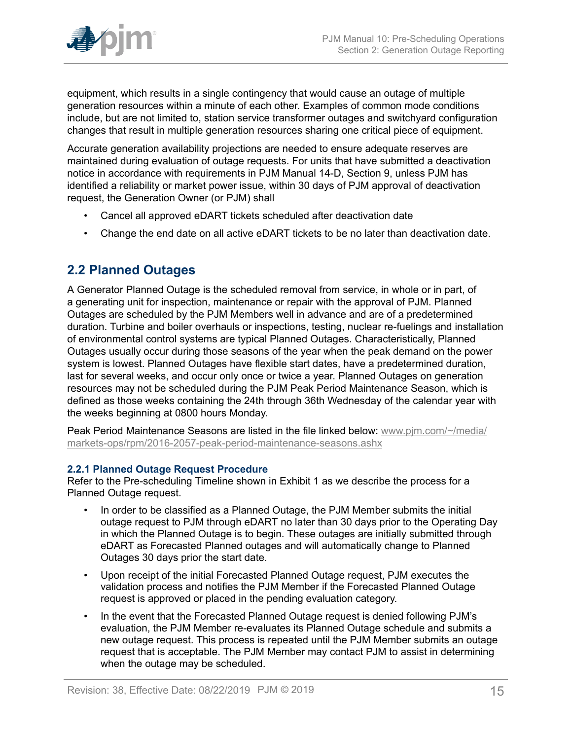equipment, which results in a single contingency that would cause an outage of multiple generation resources within a minute of each other. Examples of common mode conditions include, but are not limited to, station service transformer outages and switchyard configuration changes that result in multiple generation resources sharing one critical piece of equipment.

Accurate generation availability projections are needed to ensure adequate reserves are maintained during evaluation of outage requests. For units that have submitted a deactivation notice in accordance with requirements in PJM Manual 14-D, Section 9, unless PJM has identified a reliability or market power issue, within 30 days of PJM approval of deactivation request, the Generation Owner (or PJM) shall

- Cancel all approved eDART tickets scheduled after deactivation date
- Change the end date on all active eDART tickets to be no later than deactivation date.

## 2.2 Planned Outages

A Generator Planned Outage is the scheduled removal from service, in whole or in part, of a generating unit for inspection, maintenance or repair with the approval of PJM. Planned Outages are scheduled by the PJM Members well in advance and are of a predetermined duration. Turbine and boiler overhauls or inspections, testing, nuclear re-fuelings and installation of environmental control systems are typical Planned Outages. Characteristically, Planned Outages usually occur during those seasons of the year when the peak demand on the power system is lowest. Planned Outages have flexible start dates, have a predetermined duration, last for several weeks, and occur only once or twice a year. Planned Outages on generation resources may not be scheduled during the PJM Peak Period Maintenance Season, which is defined as those weeks containing the 24th through 36th Wednesday of the calendar year with the weeks beginning at 0800 hours Monday.

Peak Period Maintenance Seasons are listed in the file linked below: www.pjm.com/~/media/markets-ops/rpm/2016-2057-peak-period-maintenance-seasons.ashx

### 2.2.1 Planned Outage Request Procedure

Refer to the Pre-scheduling Timeline shown in Exhibit 1 as we describe the process for a Planned Outage request.

- In order to be classified as a Planned Outage, the PJM Member submits the initial outage request to PJM through eDART no later than 30 days prior to the Operating Day in which the Planned Outage is to begin. These outages are initially submitted through eDART as Forecasted Planned outages and will automatically change to Planned Outages 30 days prior the start date.
- Upon receipt of the initial Forecasted Planned Outage request, PJM executes the validation process and notifies the PJM Member if the Forecasted Planned Outage request is approved or placed in the pending evaluation category.
- In the event that the Forecasted Planned Outage request is denied following PJM's evaluation, the PJM Member re-evaluates its Planned Outage schedule and submits a new outage request. This process is repeated until the PJM Member submits an outage request that is acceptable. The PJM Member may contact PJM to assist in determining when the outage may be scheduled.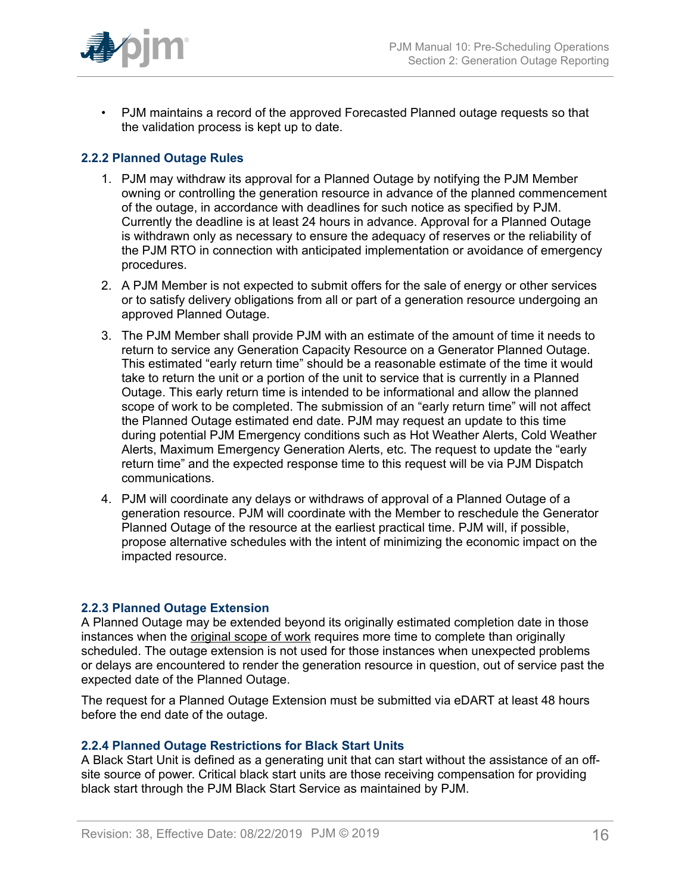- PJM maintains a record of the approved Forecasted Planned outage requests so that the validation process is kept up to date.

### 2.2.2 Planned Outage Rules

1. PJM may withdraw its approval for a Planned Outage by notifying the PJM Member owning or controlling the generation resource in advance of the planned commencement of the outage, in accordance with deadlines for such notice as specified by PJM. Currently the deadline is at least 24 hours in advance. Approval for a Planned Outage is withdrawn only as necessary to ensure the adequacy of reserves or the reliability of the PJM RTO in connection with anticipated implementation or avoidance of emergency procedures.
2. A PJM Member is not expected to submit offers for the sale of energy or other services or to satisfy delivery obligations from all or part of a generation resource undergoing an approved Planned Outage.
3. The PJM Member shall provide PJM with an estimate of the amount of time it needs to return to service any Generation Capacity Resource on a Generator Planned Outage. This estimated "early return time" should be a reasonable estimate of the time it would take to return the unit or a portion of the unit to service that is currently in a Planned Outage. This early return time is intended to be informational and allow the planned scope of work to be completed. The submission of an "early return time" will not affect the Planned Outage estimated end date. PJM may request an update to this time during potential PJM Emergency conditions such as Hot Weather Alerts, Cold Weather Alerts, Maximum Emergency Generation Alerts, etc. The request to update the "early return time" and the expected response time to this request will be via PJM Dispatch communications.
4. PJM will coordinate any delays or withdraws of approval of a Planned Outage of a generation resource. PJM will coordinate with the Member to reschedule the Generator Planned Outage of the resource at the earliest practical time. PJM will, if possible, propose alternative schedules with the intent of minimizing the economic impact on the impacted resource.

### 2.2.3 Planned Outage Extension

A Planned Outage may be extended beyond its originally estimated completion date in those instances when the original scope of work requires more time to complete than originally scheduled. The outage extension is not used for those instances when unexpected problems or delays are encountered to render the generation resource in question, out of service past the expected date of the Planned Outage.

The request for a Planned Outage Extension must be submitted via eDART at least 48 hours before the end date of the outage.

### 2.2.4 Planned Outage Restrictions for Black Start Units

A Black Start Unit is defined as a generating unit that can start without the assistance of an off-site source of power. Critical black start units are those receiving compensation for providing black start through the PJM Black Start Service as maintained by PJM.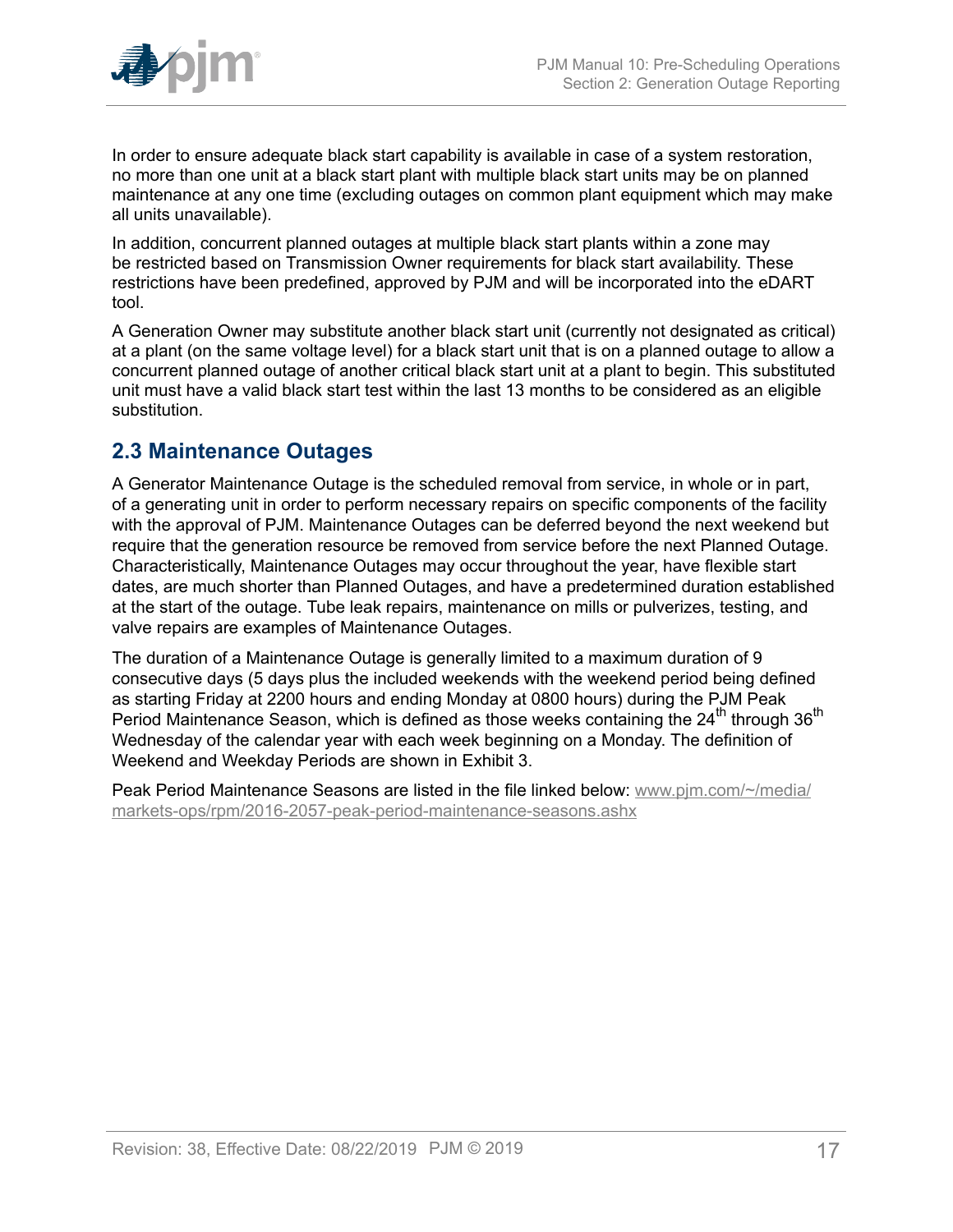In order to ensure adequate black start capability is available in case of a system restoration, no more than one unit at a black start plant with multiple black start units may be on planned maintenance at any one time (excluding outages on common plant equipment which may make all units unavailable).

In addition, concurrent planned outages at multiple black start plants within a zone may be restricted based on Transmission Owner requirements for black start availability. These restrictions have been predefined, approved by PJM and will be incorporated into the eDART tool.

A Generation Owner may substitute another black start unit (currently not designated as critical) at a plant (on the same voltage level) for a black start unit that is on a planned outage to allow a concurrent planned outage of another critical black start unit at a plant to begin. This substituted unit must have a valid black start test within the last 13 months to be considered as an eligible substitution.

## 2.3 Maintenance Outages

A Generator Maintenance Outage is the scheduled removal from service, in whole or in part, of a generating unit in order to perform necessary repairs on specific components of the facility with the approval of PJM. Maintenance Outages can be deferred beyond the next weekend but require that the generation resource be removed from service before the next Planned Outage. Characteristically, Maintenance Outages may occur throughout the year, have flexible start dates, are much shorter than Planned Outages, and have a predetermined duration established at the start of the outage. Tube leak repairs, maintenance on mills or pulverizes, testing, and valve repairs are examples of Maintenance Outages.

The duration of a Maintenance Outage is generally limited to a maximum duration of 9 consecutive days (5 days plus the included weekends with the weekend period being defined as starting Friday at 2200 hours and ending Monday at 0800 hours) during the PJM Peak Period Maintenance Season, which is defined as those weeks containing the 24th through 36th Wednesday of the calendar year with each week beginning on a Monday. The definition of Weekend and Weekday Periods are shown in Exhibit 3.

Peak Period Maintenance Seasons are listed in the file linked below: www.pjm.com/~/media/markets-ops/rpm/2016-2057-peak-period-maintenance-seasons.ashx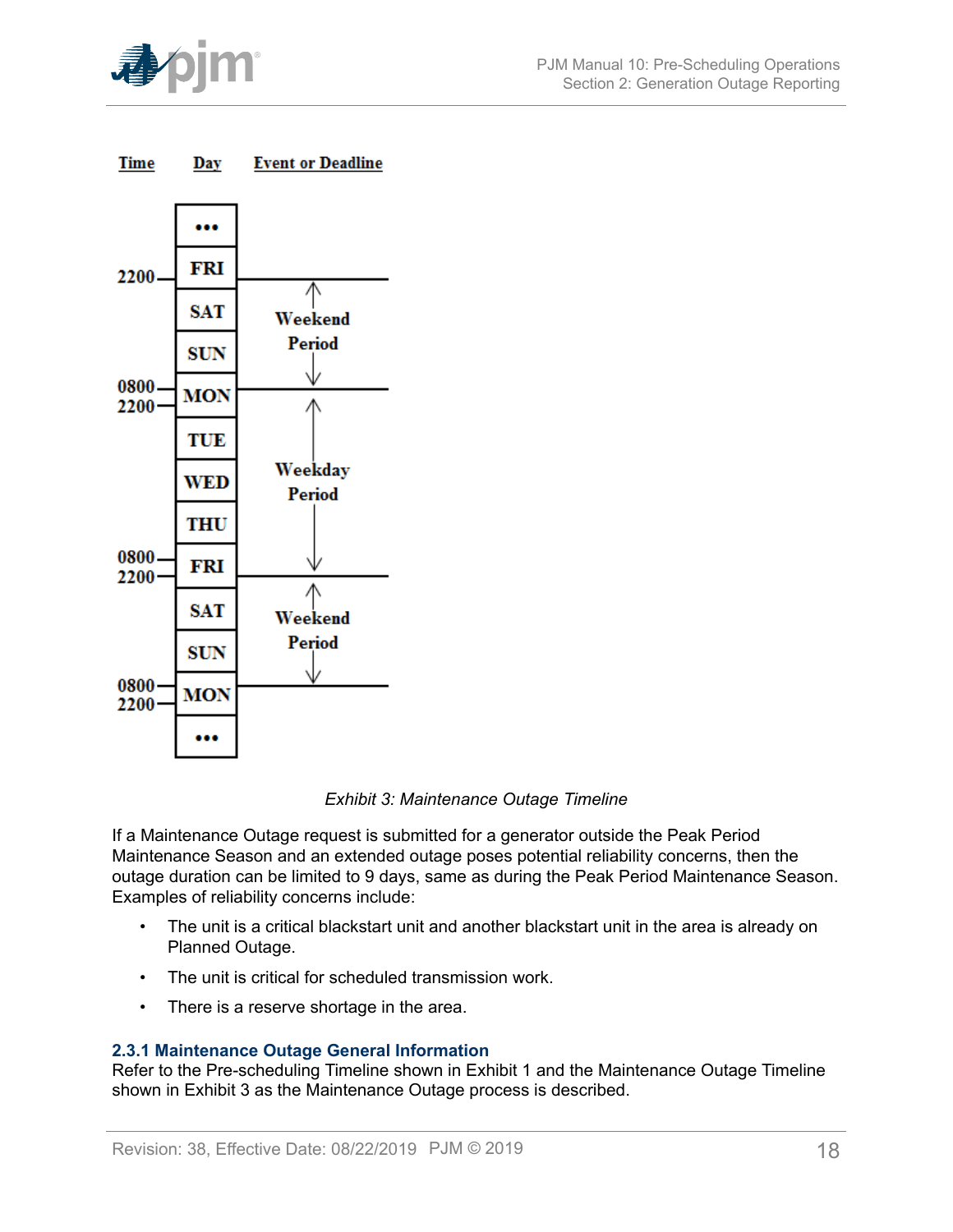| Time | Day | Event or Deadline |
| --- | --- | --- |
| | ••• | |
| 2200 | FRI | |
| | SAT | Weekend Period |
| | SUN | |
| 0800 / 2200 | MON | |
| | TUE | |
| | WED | Weekday Period |
| | THU | |
| 0800 / 2200 | FRI | |
| | SAT | Weekend Period |
| | SUN | |
| 0800 / 2200 | MON | |
| | ••• | |

*Exhibit 3: Maintenance Outage Timeline*

If a Maintenance Outage request is submitted for a generator outside the Peak Period Maintenance Season and an extended outage poses potential reliability concerns, then the outage duration can be limited to 9 days, same as during the Peak Period Maintenance Season. Examples of reliability concerns include:

- The unit is a critical blackstart unit and another blackstart unit in the area is already on Planned Outage.
- The unit is critical for scheduled transmission work.
- There is a reserve shortage in the area.

### 2.3.1 Maintenance Outage General Information

Refer to the Pre-scheduling Timeline shown in Exhibit 1 and the Maintenance Outage Timeline shown in Exhibit 3 as the Maintenance Outage process is described.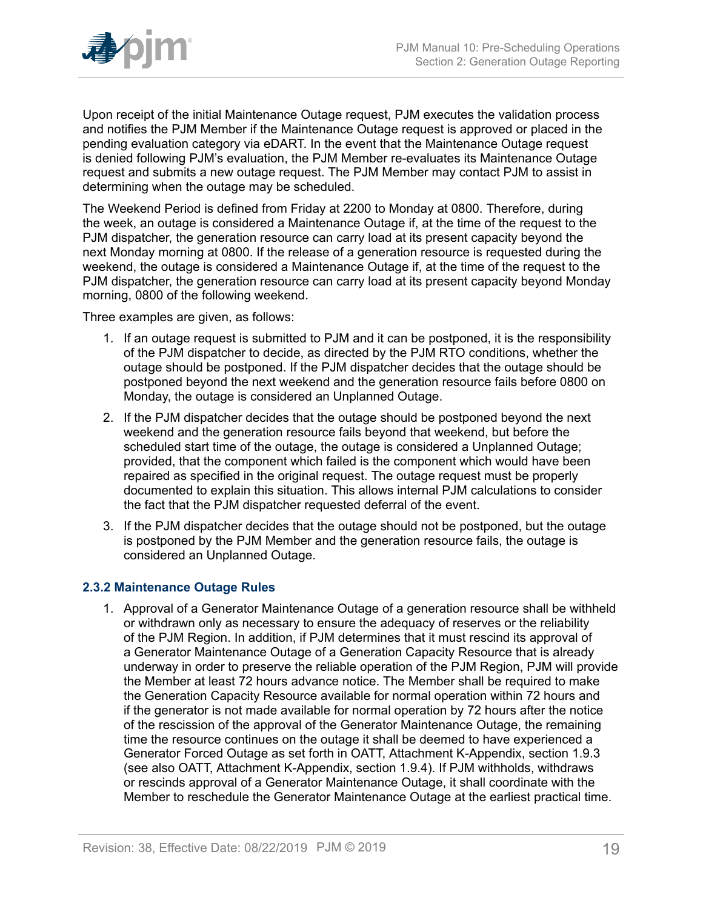Upon receipt of the initial Maintenance Outage request, PJM executes the validation process and notifies the PJM Member if the Maintenance Outage request is approved or placed in the pending evaluation category via eDART. In the event that the Maintenance Outage request is denied following PJM's evaluation, the PJM Member re-evaluates its Maintenance Outage request and submits a new outage request. The PJM Member may contact PJM to assist in determining when the outage may be scheduled.

The Weekend Period is defined from Friday at 2200 to Monday at 0800. Therefore, during the week, an outage is considered a Maintenance Outage if, at the time of the request to the PJM dispatcher, the generation resource can carry load at its present capacity beyond the next Monday morning at 0800. If the release of a generation resource is requested during the weekend, the outage is considered a Maintenance Outage if, at the time of the request to the PJM dispatcher, the generation resource can carry load at its present capacity beyond Monday morning, 0800 of the following weekend.

Three examples are given, as follows:

1. If an outage request is submitted to PJM and it can be postponed, it is the responsibility of the PJM dispatcher to decide, as directed by the PJM RTO conditions, whether the outage should be postponed. If the PJM dispatcher decides that the outage should be postponed beyond the next weekend and the generation resource fails before 0800 on Monday, the outage is considered an Unplanned Outage.
2. If the PJM dispatcher decides that the outage should be postponed beyond the next weekend and the generation resource fails beyond that weekend, but before the scheduled start time of the outage, the outage is considered a Unplanned Outage; provided, that the component which failed is the component which would have been repaired as specified in the original request. The outage request must be properly documented to explain this situation. This allows internal PJM calculations to consider the fact that the PJM dispatcher requested deferral of the event.
3. If the PJM dispatcher decides that the outage should not be postponed, but the outage is postponed by the PJM Member and the generation resource fails, the outage is considered an Unplanned Outage.

### 2.3.2 Maintenance Outage Rules

1. Approval of a Generator Maintenance Outage of a generation resource shall be withheld or withdrawn only as necessary to ensure the adequacy of reserves or the reliability of the PJM Region. In addition, if PJM determines that it must rescind its approval of a Generator Maintenance Outage of a Generation Capacity Resource that is already underway in order to preserve the reliable operation of the PJM Region, PJM will provide the Member at least 72 hours advance notice. The Member shall be required to make the Generation Capacity Resource available for normal operation within 72 hours and if the generator is not made available for normal operation by 72 hours after the notice of the rescission of the approval of the Generator Maintenance Outage, the remaining time the resource continues on the outage it shall be deemed to have experienced a Generator Forced Outage as set forth in OATT, Attachment K-Appendix, section 1.9.3 (see also OATT, Attachment K-Appendix, section 1.9.4). If PJM withholds, withdraws or rescinds approval of a Generator Maintenance Outage, it shall coordinate with the Member to reschedule the Generator Maintenance Outage at the earliest practical time.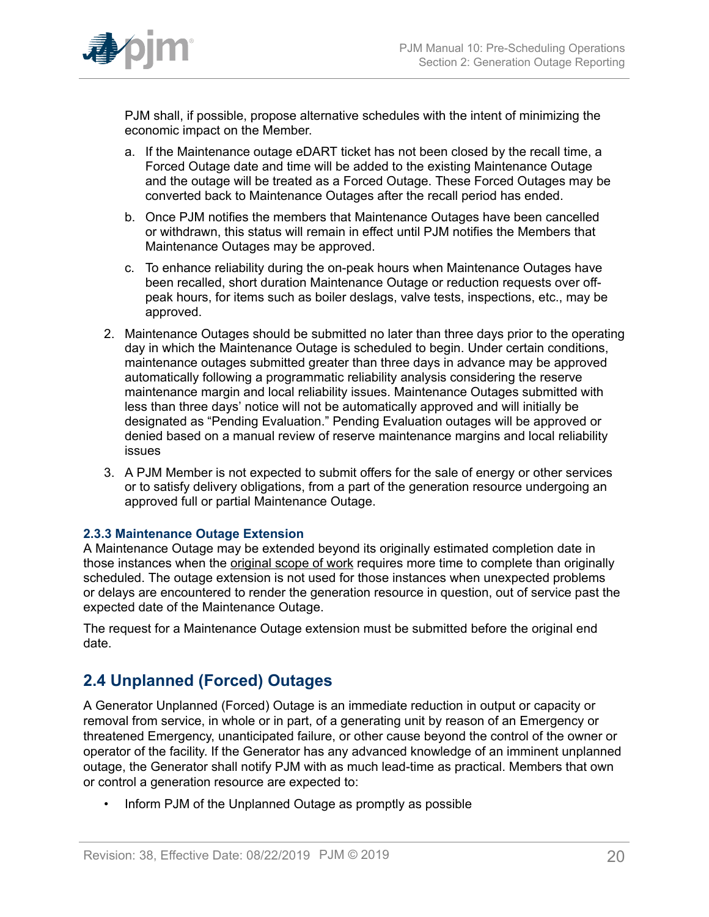PJM shall, if possible, propose alternative schedules with the intent of minimizing the economic impact on the Member.

a. If the Maintenance outage eDART ticket has not been closed by the recall time, a Forced Outage date and time will be added to the existing Maintenance Outage and the outage will be treated as a Forced Outage. These Forced Outages may be converted back to Maintenance Outages after the recall period has ended.

b. Once PJM notifies the members that Maintenance Outages have been cancelled or withdrawn, this status will remain in effect until PJM notifies the Members that Maintenance Outages may be approved.

c. To enhance reliability during the on-peak hours when Maintenance Outages have been recalled, short duration Maintenance Outage or reduction requests over off-peak hours, for items such as boiler deslags, valve tests, inspections, etc., may be approved.

2. Maintenance Outages should be submitted no later than three days prior to the operating day in which the Maintenance Outage is scheduled to begin. Under certain conditions, maintenance outages submitted greater than three days in advance may be approved automatically following a programmatic reliability analysis considering the reserve maintenance margin and local reliability issues. Maintenance Outages submitted with less than three days' notice will not be automatically approved and will initially be designated as "Pending Evaluation." Pending Evaluation outages will be approved or denied based on a manual review of reserve maintenance margins and local reliability issues

3. A PJM Member is not expected to submit offers for the sale of energy or other services or to satisfy delivery obligations, from a part of the generation resource undergoing an approved full or partial Maintenance Outage.

### 2.3.3 Maintenance Outage Extension

A Maintenance Outage may be extended beyond its originally estimated completion date in those instances when the original scope of work requires more time to complete than originally scheduled. The outage extension is not used for those instances when unexpected problems or delays are encountered to render the generation resource in question, out of service past the expected date of the Maintenance Outage.

The request for a Maintenance Outage extension must be submitted before the original end date.

## 2.4 Unplanned (Forced) Outages

A Generator Unplanned (Forced) Outage is an immediate reduction in output or capacity or removal from service, in whole or in part, of a generating unit by reason of an Emergency or threatened Emergency, unanticipated failure, or other cause beyond the control of the owner or operator of the facility. If the Generator has any advanced knowledge of an imminent unplanned outage, the Generator shall notify PJM with as much lead-time as practical. Members that own or control a generation resource are expected to:

- Inform PJM of the Unplanned Outage as promptly as possible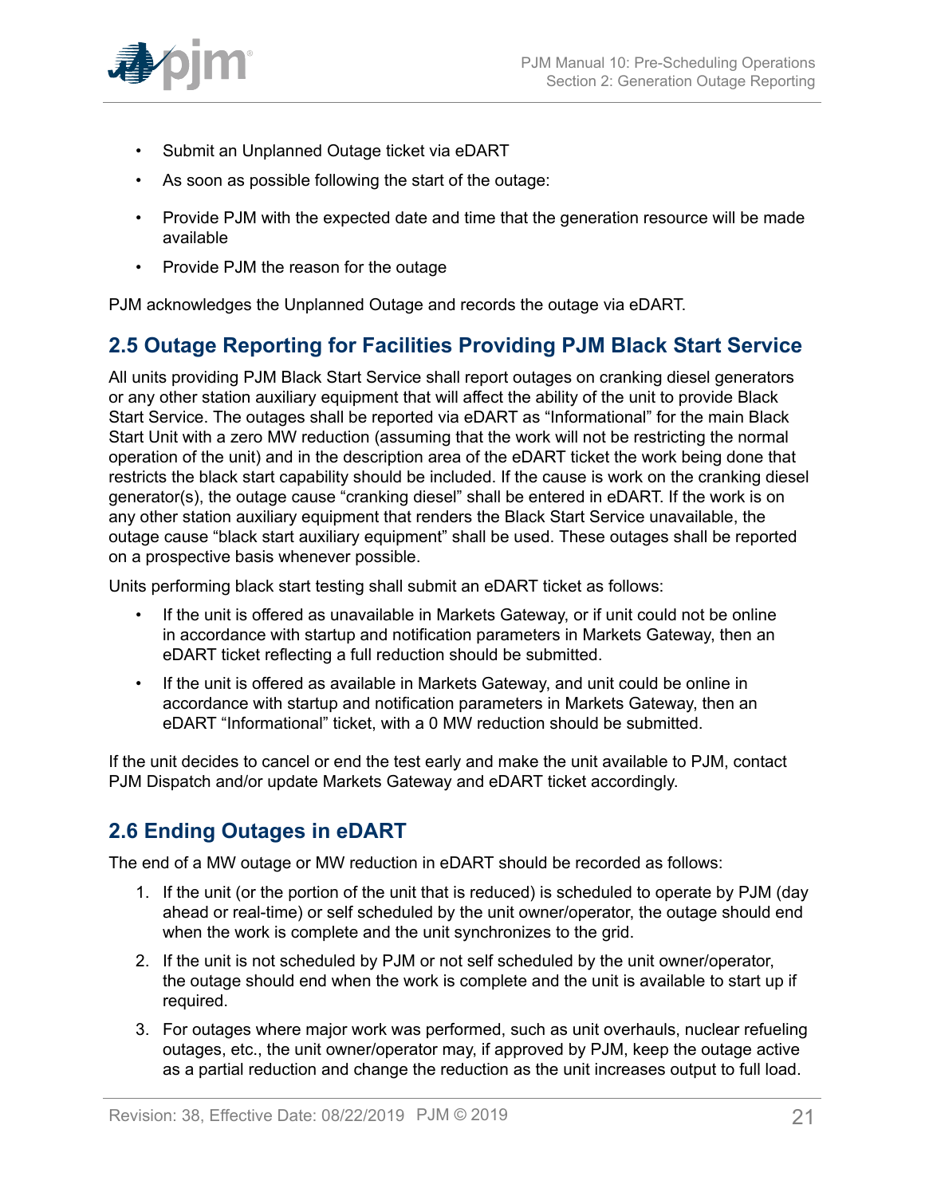- Submit an Unplanned Outage ticket via eDART
- As soon as possible following the start of the outage:
- Provide PJM with the expected date and time that the generation resource will be made available
- Provide PJM the reason for the outage

PJM acknowledges the Unplanned Outage and records the outage via eDART.

## 2.5 Outage Reporting for Facilities Providing PJM Black Start Service

All units providing PJM Black Start Service shall report outages on cranking diesel generators or any other station auxiliary equipment that will affect the ability of the unit to provide Black Start Service. The outages shall be reported via eDART as "Informational" for the main Black Start Unit with a zero MW reduction (assuming that the work will not be restricting the normal operation of the unit) and in the description area of the eDART ticket the work being done that restricts the black start capability should be included. If the cause is work on the cranking diesel generator(s), the outage cause "cranking diesel" shall be entered in eDART. If the work is on any other station auxiliary equipment that renders the Black Start Service unavailable, the outage cause "black start auxiliary equipment" shall be used. These outages shall be reported on a prospective basis whenever possible.

Units performing black start testing shall submit an eDART ticket as follows:

- If the unit is offered as unavailable in Markets Gateway, or if unit could not be online in accordance with startup and notification parameters in Markets Gateway, then an eDART ticket reflecting a full reduction should be submitted.
- If the unit is offered as available in Markets Gateway, and unit could be online in accordance with startup and notification parameters in Markets Gateway, then an eDART "Informational" ticket, with a 0 MW reduction should be submitted.

If the unit decides to cancel or end the test early and make the unit available to PJM, contact PJM Dispatch and/or update Markets Gateway and eDART ticket accordingly.

## 2.6 Ending Outages in eDART

The end of a MW outage or MW reduction in eDART should be recorded as follows:

1. If the unit (or the portion of the unit that is reduced) is scheduled to operate by PJM (day ahead or real-time) or self scheduled by the unit owner/operator, the outage should end when the work is complete and the unit synchronizes to the grid.
2. If the unit is not scheduled by PJM or not self scheduled by the unit owner/operator, the outage should end when the work is complete and the unit is available to start up if required.
3. For outages where major work was performed, such as unit overhauls, nuclear refueling outages, etc., the unit owner/operator may, if approved by PJM, keep the outage active as a partial reduction and change the reduction as the unit increases output to full load.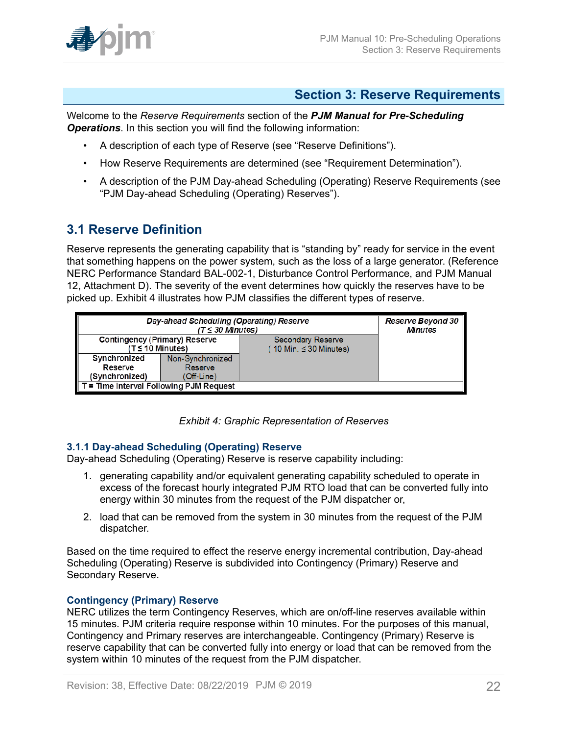## Section 3: Reserve Requirements

Welcome to the *Reserve Requirements* section of the ***PJM Manual for Pre-Scheduling Operations***. In this section you will find the following information:

- A description of each type of Reserve (see "Reserve Definitions").
- How Reserve Requirements are determined (see "Requirement Determination").
- A description of the PJM Day-ahead Scheduling (Operating) Reserve Requirements (see "PJM Day-ahead Scheduling (Operating) Reserves").

## 3.1 Reserve Definition

Reserve represents the generating capability that is "standing by" ready for service in the event that something happens on the power system, such as the loss of a large generator. (Reference NERC Performance Standard BAL-002-1, Disturbance Control Performance, and PJM Manual 12, Attachment D). The severity of the event determines how quickly the reserves have to be picked up. Exhibit 4 illustrates how PJM classifies the different types of reserve.

| *Day-ahead Scheduling (Operating) Reserve (T ≤ 30 Minutes)* | | | *Reserve Beyond 30 Minutes* |
|---|---|---|---|
| Contingency (Primary) Reserve (T ≤ 10 Minutes) | | Secondary Reserve (10 Min. ≤ 30 Minutes) | |
| Synchronized Reserve (Synchronized) | Non-Synchronized Reserve (Off-Line) | | |
| T = Time Interval Following PJM Request | | | |

*Exhibit 4: Graphic Representation of Reserves*

### 3.1.1 Day-ahead Scheduling (Operating) Reserve

Day-ahead Scheduling (Operating) Reserve is reserve capability including:

1. generating capability and/or equivalent generating capability scheduled to operate in excess of the forecast hourly integrated PJM RTO load that can be converted fully into energy within 30 minutes from the request of the PJM dispatcher or,
2. load that can be removed from the system in 30 minutes from the request of the PJM dispatcher.

Based on the time required to effect the reserve energy incremental contribution, Day-ahead Scheduling (Operating) Reserve is subdivided into Contingency (Primary) Reserve and Secondary Reserve.

#### Contingency (Primary) Reserve

NERC utilizes the term Contingency Reserves, which are on/off-line reserves available within 15 minutes. PJM criteria require response within 10 minutes. For the purposes of this manual, Contingency and Primary reserves are interchangeable. Contingency (Primary) Reserve is reserve capability that can be converted fully into energy or load that can be removed from the system within 10 minutes of the request from the PJM dispatcher.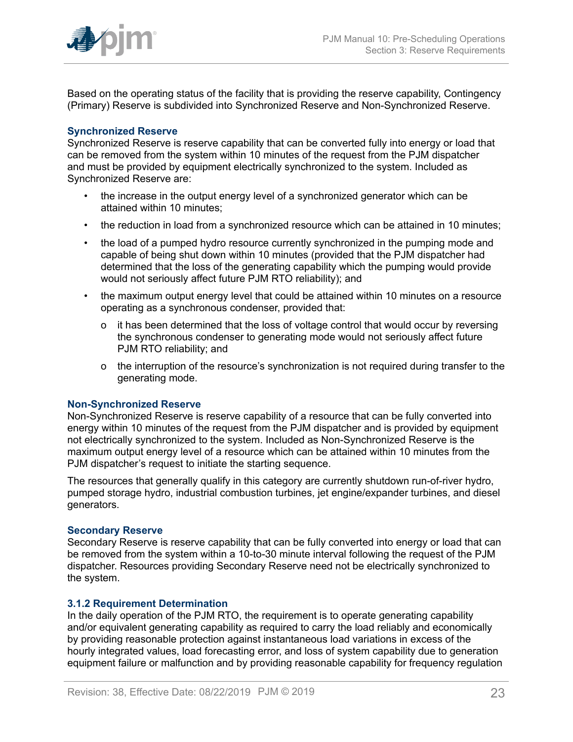Based on the operating status of the facility that is providing the reserve capability, Contingency (Primary) Reserve is subdivided into Synchronized Reserve and Non-Synchronized Reserve.

**Synchronized Reserve**

Synchronized Reserve is reserve capability that can be converted fully into energy or load that can be removed from the system within 10 minutes of the request from the PJM dispatcher and must be provided by equipment electrically synchronized to the system. Included as Synchronized Reserve are:

- the increase in the output energy level of a synchronized generator which can be attained within 10 minutes;
- the reduction in load from a synchronized resource which can be attained in 10 minutes;
- the load of a pumped hydro resource currently synchronized in the pumping mode and capable of being shut down within 10 minutes (provided that the PJM dispatcher had determined that the loss of the generating capability which the pumping would provide would not seriously affect future PJM RTO reliability); and
- the maximum output energy level that could be attained within 10 minutes on a resource operating as a synchronous condenser, provided that:
  - o it has been determined that the loss of voltage control that would occur by reversing the synchronous condenser to generating mode would not seriously affect future PJM RTO reliability; and
  - o the interruption of the resource's synchronization is not required during transfer to the generating mode.

**Non-Synchronized Reserve**

Non-Synchronized Reserve is reserve capability of a resource that can be fully converted into energy within 10 minutes of the request from the PJM dispatcher and is provided by equipment not electrically synchronized to the system. Included as Non-Synchronized Reserve is the maximum output energy level of a resource which can be attained within 10 minutes from the PJM dispatcher's request to initiate the starting sequence.

The resources that generally qualify in this category are currently shutdown run-of-river hydro, pumped storage hydro, industrial combustion turbines, jet engine/expander turbines, and diesel generators.

**Secondary Reserve**

Secondary Reserve is reserve capability that can be fully converted into energy or load that can be removed from the system within a 10-to-30 minute interval following the request of the PJM dispatcher. Resources providing Secondary Reserve need not be electrically synchronized to the system.

### 3.1.2 Requirement Determination

In the daily operation of the PJM RTO, the requirement is to operate generating capability and/or equivalent generating capability as required to carry the load reliably and economically by providing reasonable protection against instantaneous load variations in excess of the hourly integrated values, load forecasting error, and loss of system capability due to generation equipment failure or malfunction and by providing reasonable capability for frequency regulation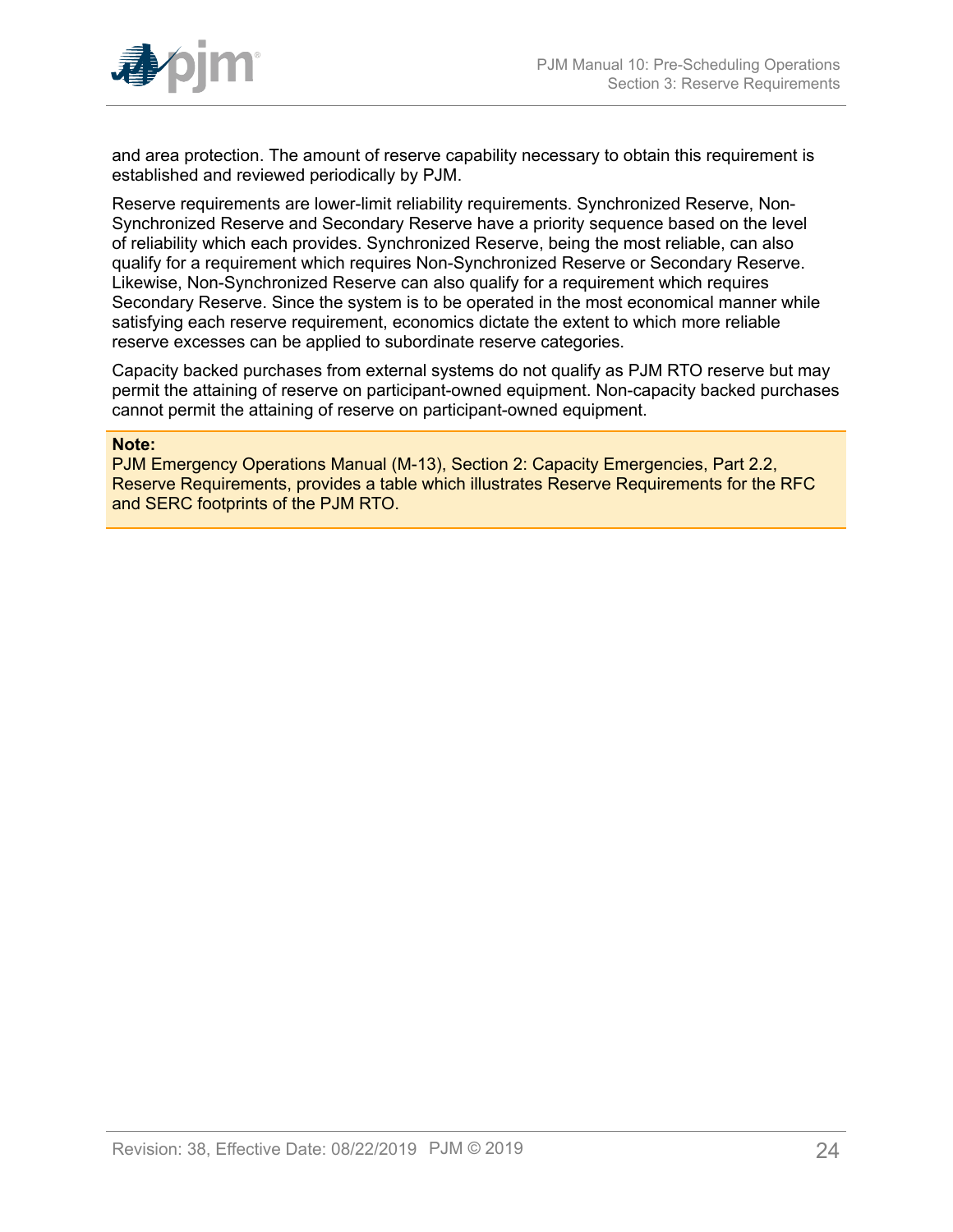and area protection. The amount of reserve capability necessary to obtain this requirement is established and reviewed periodically by PJM.

Reserve requirements are lower-limit reliability requirements. Synchronized Reserve, Non-Synchronized Reserve and Secondary Reserve have a priority sequence based on the level of reliability which each provides. Synchronized Reserve, being the most reliable, can also qualify for a requirement which requires Non-Synchronized Reserve or Secondary Reserve. Likewise, Non-Synchronized Reserve can also qualify for a requirement which requires Secondary Reserve. Since the system is to be operated in the most economical manner while satisfying each reserve requirement, economics dictate the extent to which more reliable reserve excesses can be applied to subordinate reserve categories.

Capacity backed purchases from external systems do not qualify as PJM RTO reserve but may permit the attaining of reserve on participant-owned equipment. Non-capacity backed purchases cannot permit the attaining of reserve on participant-owned equipment.

> **Note:**
> PJM Emergency Operations Manual (M-13), Section 2: Capacity Emergencies, Part 2.2, Reserve Requirements, provides a table which illustrates Reserve Requirements for the RFC and SERC footprints of the PJM RTO.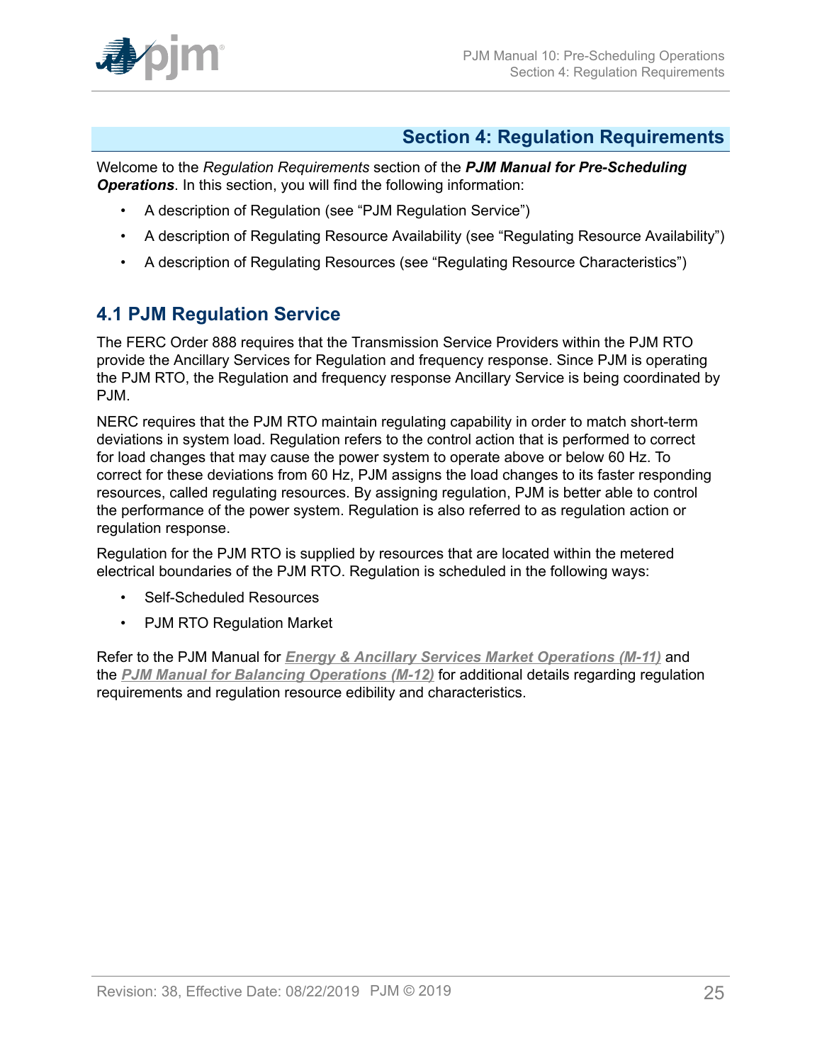# Section 4: Regulation Requirements

Welcome to the *Regulation Requirements* section of the ***PJM Manual for Pre-Scheduling Operations***. In this section, you will find the following information:

- A description of Regulation (see "PJM Regulation Service")
- A description of Regulating Resource Availability (see "Regulating Resource Availability")
- A description of Regulating Resources (see "Regulating Resource Characteristics")

## 4.1 PJM Regulation Service

The FERC Order 888 requires that the Transmission Service Providers within the PJM RTO provide the Ancillary Services for Regulation and frequency response. Since PJM is operating the PJM RTO, the Regulation and frequency response Ancillary Service is being coordinated by PJM.

NERC requires that the PJM RTO maintain regulating capability in order to match short-term deviations in system load. Regulation refers to the control action that is performed to correct for load changes that may cause the power system to operate above or below 60 Hz. To correct for these deviations from 60 Hz, PJM assigns the load changes to its faster responding resources, called regulating resources. By assigning regulation, PJM is better able to control the performance of the power system. Regulation is also referred to as regulation action or regulation response.

Regulation for the PJM RTO is supplied by resources that are located within the metered electrical boundaries of the PJM RTO. Regulation is scheduled in the following ways:

- Self-Scheduled Resources
- PJM RTO Regulation Market

Refer to the PJM Manual for ***Energy & Ancillary Services Market Operations (M-11)*** and the ***PJM Manual for Balancing Operations (M-12)*** for additional details regarding regulation requirements and regulation resource edibility and characteristics.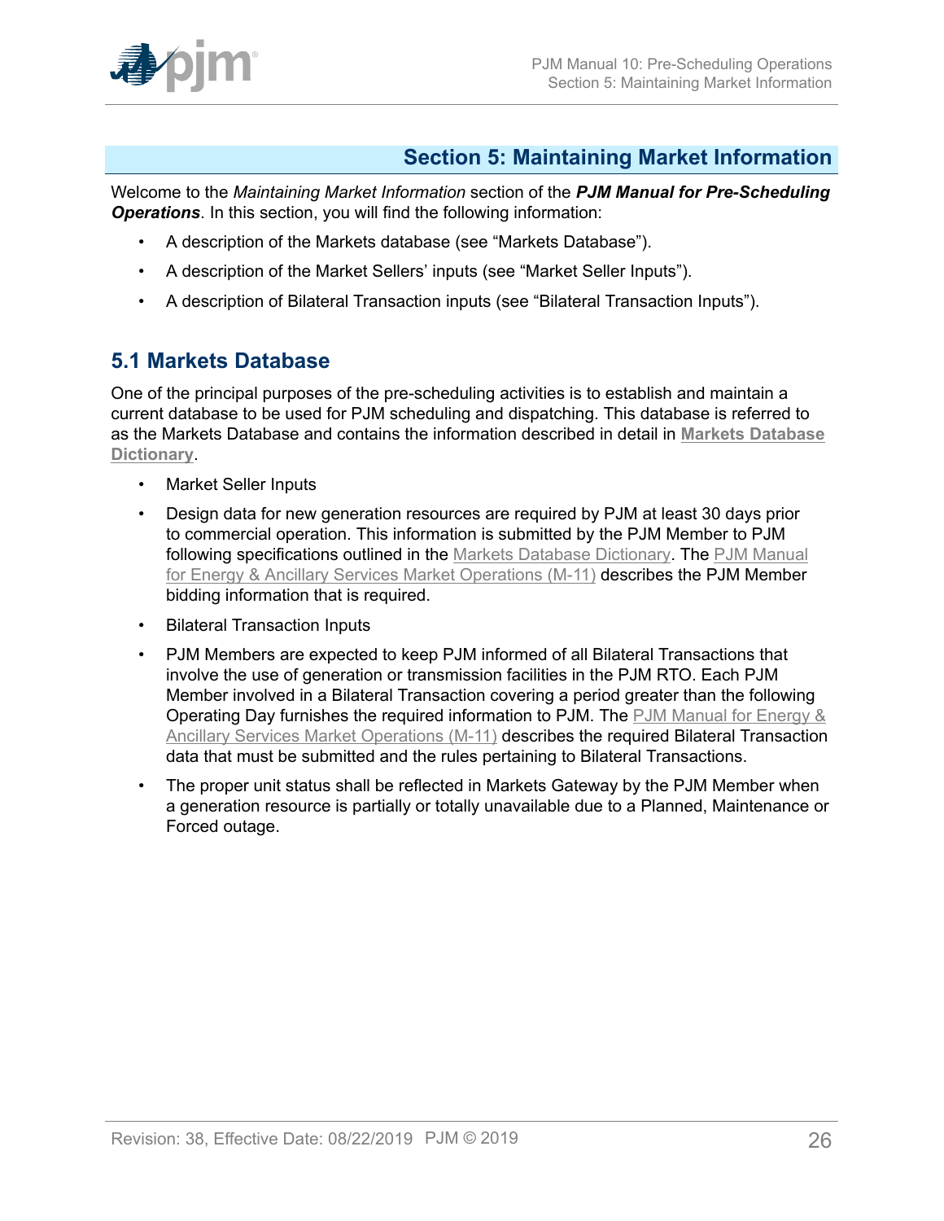# Section 5: Maintaining Market Information

Welcome to the *Maintaining Market Information* section of the ***PJM Manual for Pre-Scheduling Operations***. In this section, you will find the following information:

- A description of the Markets database (see "Markets Database").
- A description of the Market Sellers' inputs (see "Market Seller Inputs").
- A description of Bilateral Transaction inputs (see "Bilateral Transaction Inputs").

## 5.1 Markets Database

One of the principal purposes of the pre-scheduling activities is to establish and maintain a current database to be used for PJM scheduling and dispatching. This database is referred to as the Markets Database and contains the information described in detail in **Markets Database Dictionary**.

- Market Seller Inputs
- Design data for new generation resources are required by PJM at least 30 days prior to commercial operation. This information is submitted by the PJM Member to PJM following specifications outlined in the Markets Database Dictionary. The PJM Manual for Energy & Ancillary Services Market Operations (M-11) describes the PJM Member bidding information that is required.
- Bilateral Transaction Inputs
- PJM Members are expected to keep PJM informed of all Bilateral Transactions that involve the use of generation or transmission facilities in the PJM RTO. Each PJM Member involved in a Bilateral Transaction covering a period greater than the following Operating Day furnishes the required information to PJM. The PJM Manual for Energy & Ancillary Services Market Operations (M-11) describes the required Bilateral Transaction data that must be submitted and the rules pertaining to Bilateral Transactions.
- The proper unit status shall be reflected in Markets Gateway by the PJM Member when a generation resource is partially or totally unavailable due to a Planned, Maintenance or Forced outage.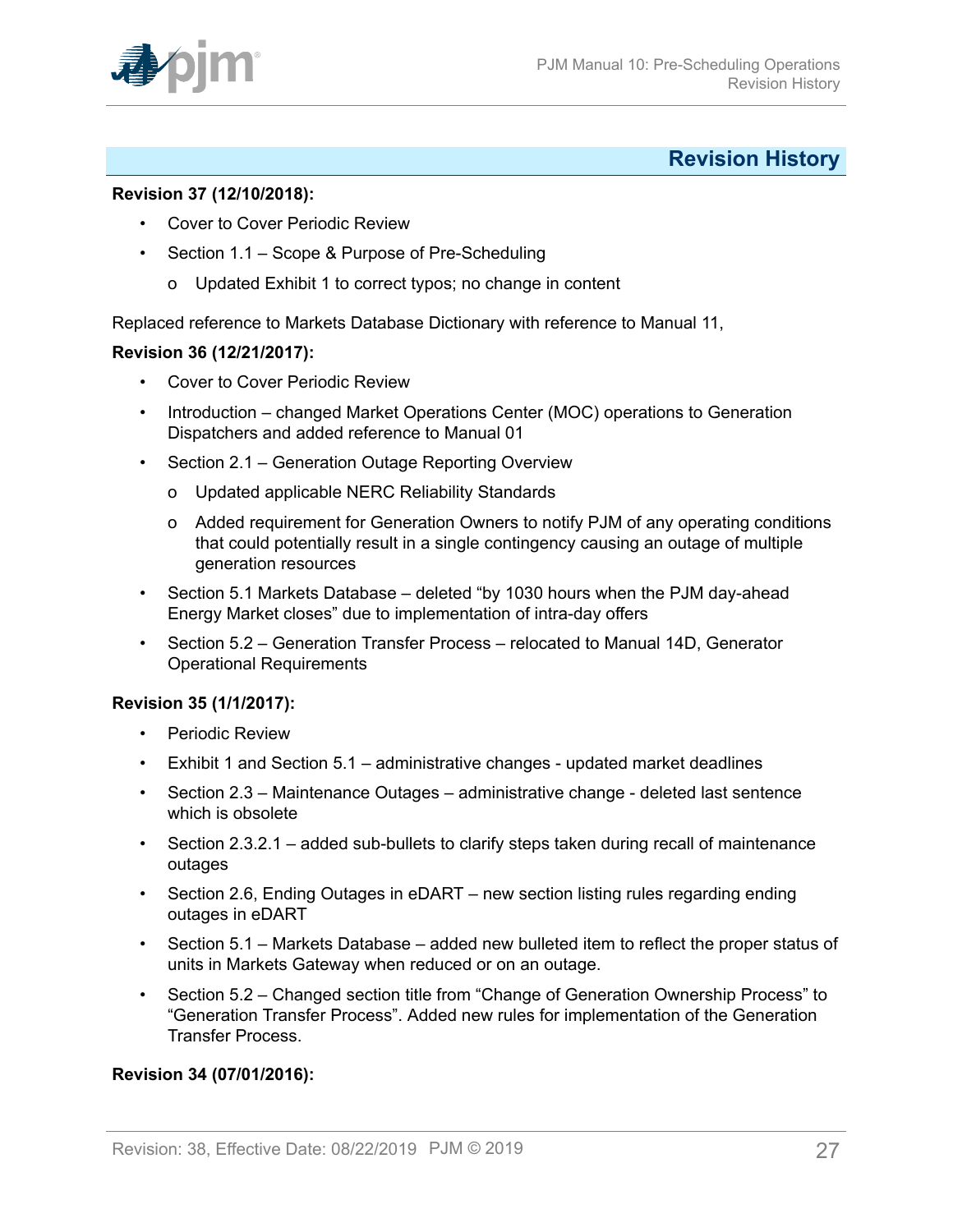## Revision History

**Revision 37 (12/10/2018):**

- Cover to Cover Periodic Review
- Section 1.1 – Scope & Purpose of Pre-Scheduling
  - o Updated Exhibit 1 to correct typos; no change in content

Replaced reference to Markets Database Dictionary with reference to Manual 11,

**Revision 36 (12/21/2017):**

- Cover to Cover Periodic Review
- Introduction – changed Market Operations Center (MOC) operations to Generation Dispatchers and added reference to Manual 01
- Section 2.1 – Generation Outage Reporting Overview
  - o Updated applicable NERC Reliability Standards
  - o Added requirement for Generation Owners to notify PJM of any operating conditions that could potentially result in a single contingency causing an outage of multiple generation resources
- Section 5.1 Markets Database – deleted "by 1030 hours when the PJM day-ahead Energy Market closes" due to implementation of intra-day offers
- Section 5.2 – Generation Transfer Process – relocated to Manual 14D, Generator Operational Requirements

**Revision 35 (1/1/2017):**

- Periodic Review
- Exhibit 1 and Section 5.1 – administrative changes - updated market deadlines
- Section 2.3 – Maintenance Outages – administrative change - deleted last sentence which is obsolete
- Section 2.3.2.1 – added sub-bullets to clarify steps taken during recall of maintenance outages
- Section 2.6, Ending Outages in eDART – new section listing rules regarding ending outages in eDART
- Section 5.1 – Markets Database – added new bulleted item to reflect the proper status of units in Markets Gateway when reduced or on an outage.
- Section 5.2 – Changed section title from "Change of Generation Ownership Process" to "Generation Transfer Process". Added new rules for implementation of the Generation Transfer Process.

**Revision 34 (07/01/2016):**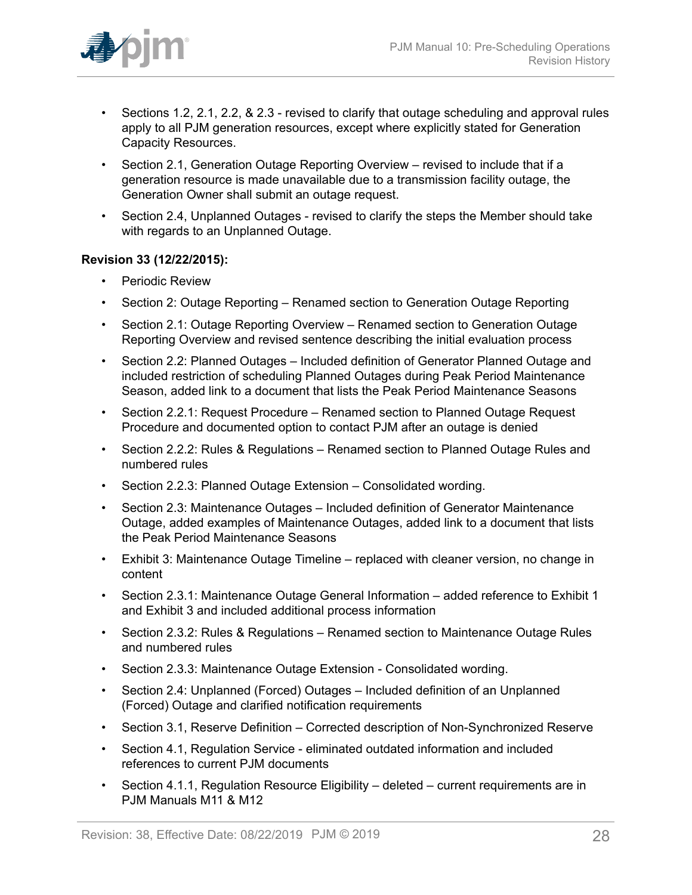- Sections 1.2, 2.1, 2.2, & 2.3 - revised to clarify that outage scheduling and approval rules apply to all PJM generation resources, except where explicitly stated for Generation Capacity Resources.
- Section 2.1, Generation Outage Reporting Overview – revised to include that if a generation resource is made unavailable due to a transmission facility outage, the Generation Owner shall submit an outage request.
- Section 2.4, Unplanned Outages - revised to clarify the steps the Member should take with regards to an Unplanned Outage.

**Revision 33 (12/22/2015):**

- Periodic Review
- Section 2: Outage Reporting – Renamed section to Generation Outage Reporting
- Section 2.1: Outage Reporting Overview – Renamed section to Generation Outage Reporting Overview and revised sentence describing the initial evaluation process
- Section 2.2: Planned Outages – Included definition of Generator Planned Outage and included restriction of scheduling Planned Outages during Peak Period Maintenance Season, added link to a document that lists the Peak Period Maintenance Seasons
- Section 2.2.1: Request Procedure – Renamed section to Planned Outage Request Procedure and documented option to contact PJM after an outage is denied
- Section 2.2.2: Rules & Regulations – Renamed section to Planned Outage Rules and numbered rules
- Section 2.2.3: Planned Outage Extension – Consolidated wording.
- Section 2.3: Maintenance Outages – Included definition of Generator Maintenance Outage, added examples of Maintenance Outages, added link to a document that lists the Peak Period Maintenance Seasons
- Exhibit 3: Maintenance Outage Timeline – replaced with cleaner version, no change in content
- Section 2.3.1: Maintenance Outage General Information – added reference to Exhibit 1 and Exhibit 3 and included additional process information
- Section 2.3.2: Rules & Regulations – Renamed section to Maintenance Outage Rules and numbered rules
- Section 2.3.3: Maintenance Outage Extension - Consolidated wording.
- Section 2.4: Unplanned (Forced) Outages – Included definition of an Unplanned (Forced) Outage and clarified notification requirements
- Section 3.1, Reserve Definition – Corrected description of Non-Synchronized Reserve
- Section 4.1, Regulation Service - eliminated outdated information and included references to current PJM documents
- Section 4.1.1, Regulation Resource Eligibility – deleted – current requirements are in PJM Manuals M11 & M12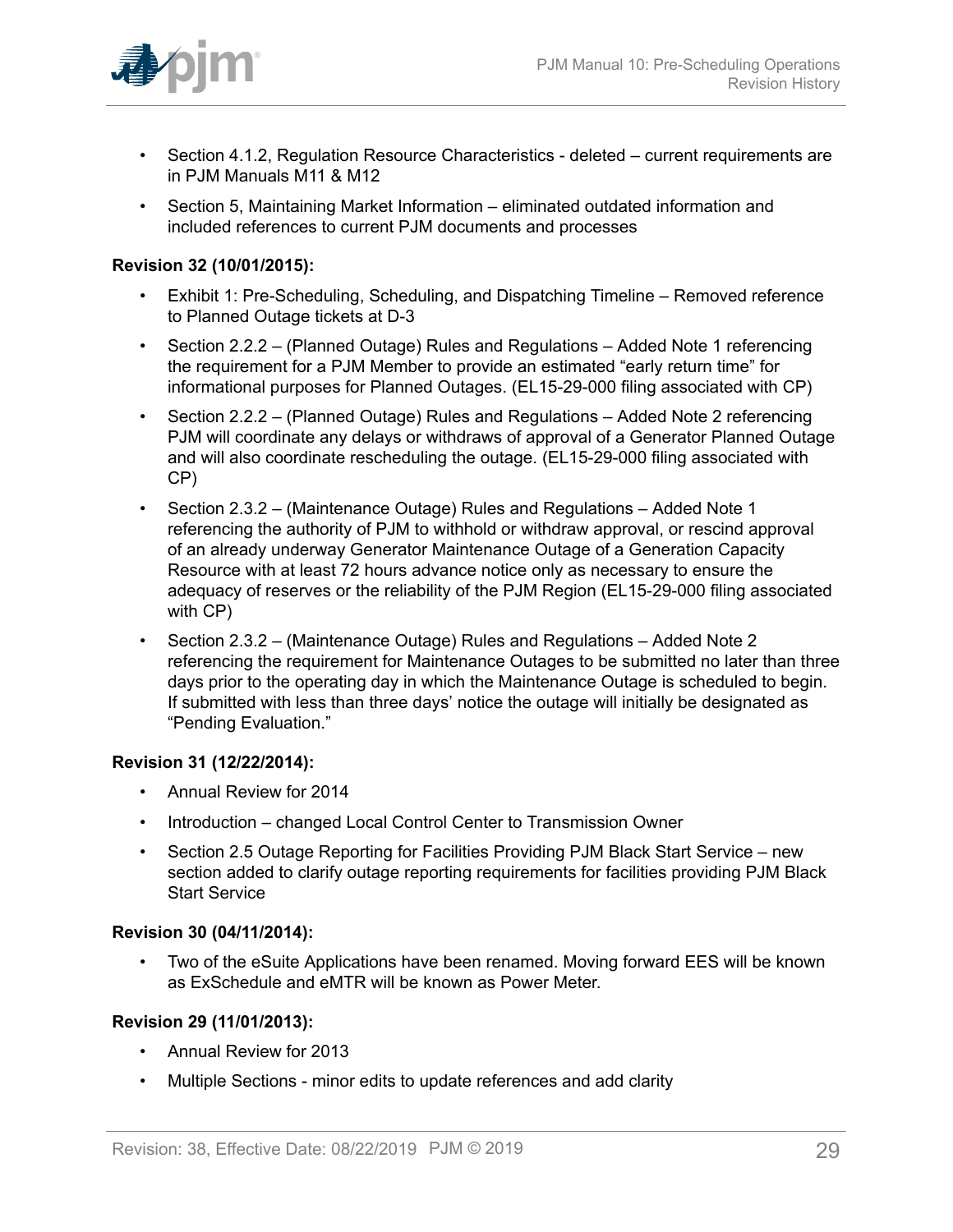- Section 4.1.2, Regulation Resource Characteristics - deleted – current requirements are in PJM Manuals M11 & M12
- Section 5, Maintaining Market Information – eliminated outdated information and included references to current PJM documents and processes

**Revision 32 (10/01/2015):**

- Exhibit 1: Pre-Scheduling, Scheduling, and Dispatching Timeline – Removed reference to Planned Outage tickets at D-3
- Section 2.2.2 – (Planned Outage) Rules and Regulations – Added Note 1 referencing the requirement for a PJM Member to provide an estimated "early return time" for informational purposes for Planned Outages. (EL15-29-000 filing associated with CP)
- Section 2.2.2 – (Planned Outage) Rules and Regulations – Added Note 2 referencing PJM will coordinate any delays or withdraws of approval of a Generator Planned Outage and will also coordinate rescheduling the outage. (EL15-29-000 filing associated with CP)
- Section 2.3.2 – (Maintenance Outage) Rules and Regulations – Added Note 1 referencing the authority of PJM to withhold or withdraw approval, or rescind approval of an already underway Generator Maintenance Outage of a Generation Capacity Resource with at least 72 hours advance notice only as necessary to ensure the adequacy of reserves or the reliability of the PJM Region (EL15-29-000 filing associated with CP)
- Section 2.3.2 – (Maintenance Outage) Rules and Regulations – Added Note 2 referencing the requirement for Maintenance Outages to be submitted no later than three days prior to the operating day in which the Maintenance Outage is scheduled to begin. If submitted with less than three days' notice the outage will initially be designated as "Pending Evaluation."

**Revision 31 (12/22/2014):**

- Annual Review for 2014
- Introduction – changed Local Control Center to Transmission Owner
- Section 2.5 Outage Reporting for Facilities Providing PJM Black Start Service – new section added to clarify outage reporting requirements for facilities providing PJM Black Start Service

**Revision 30 (04/11/2014):**

- Two of the eSuite Applications have been renamed. Moving forward EES will be known as ExSchedule and eMTR will be known as Power Meter.

**Revision 29 (11/01/2013):**

- Annual Review for 2013
- Multiple Sections - minor edits to update references and add clarity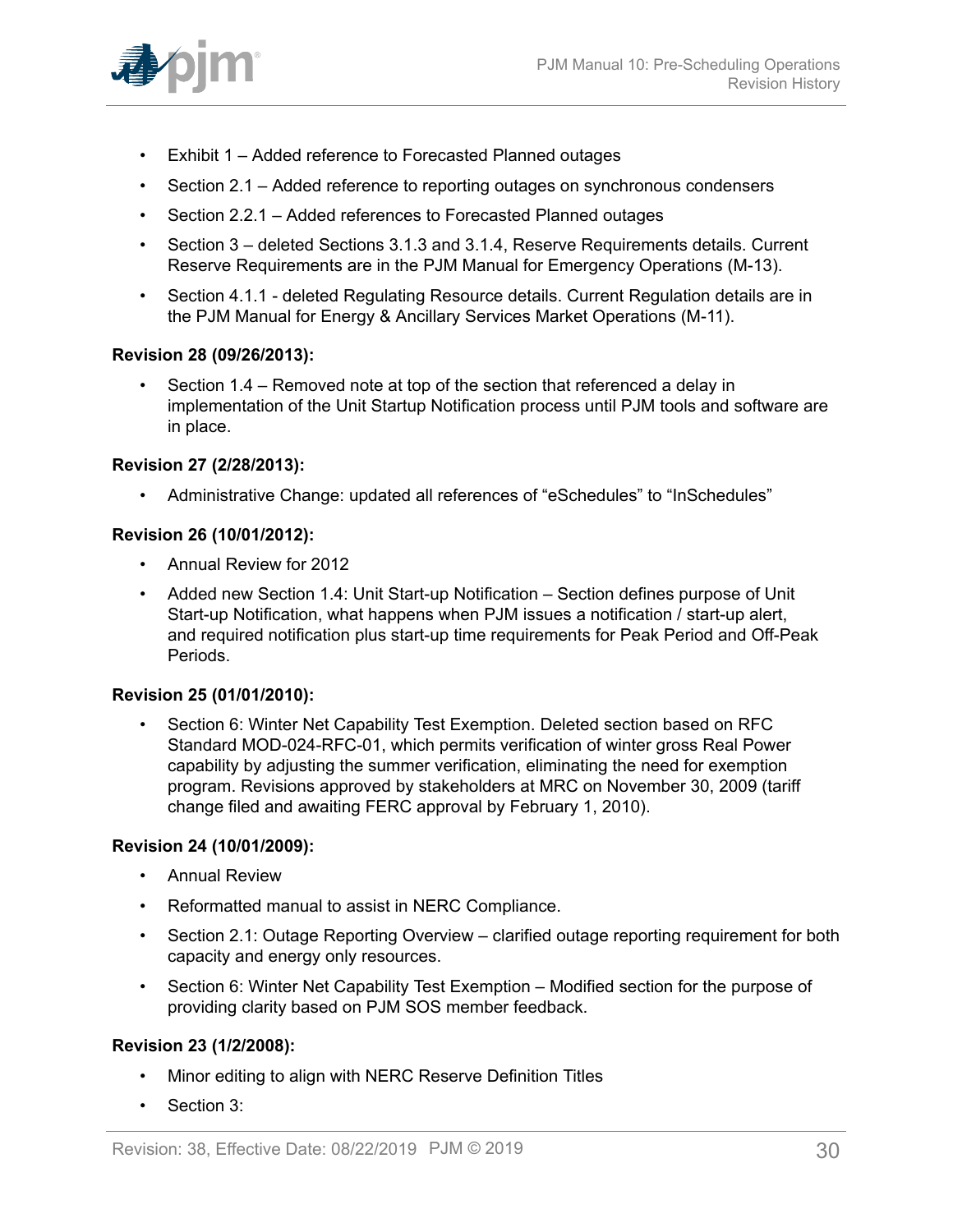- Exhibit 1 – Added reference to Forecasted Planned outages
- Section 2.1 – Added reference to reporting outages on synchronous condensers
- Section 2.2.1 – Added references to Forecasted Planned outages
- Section 3 – deleted Sections 3.1.3 and 3.1.4, Reserve Requirements details. Current Reserve Requirements are in the PJM Manual for Emergency Operations (M-13).
- Section 4.1.1 - deleted Regulating Resource details. Current Regulation details are in the PJM Manual for Energy & Ancillary Services Market Operations (M-11).

**Revision 28 (09/26/2013):**

- Section 1.4 – Removed note at top of the section that referenced a delay in implementation of the Unit Startup Notification process until PJM tools and software are in place.

**Revision 27 (2/28/2013):**

- Administrative Change: updated all references of “eSchedules” to “InSchedules”

**Revision 26 (10/01/2012):**

- Annual Review for 2012
- Added new Section 1.4: Unit Start-up Notification – Section defines purpose of Unit Start-up Notification, what happens when PJM issues a notification / start-up alert, and required notification plus start-up time requirements for Peak Period and Off-Peak Periods.

**Revision 25 (01/01/2010):**

- Section 6: Winter Net Capability Test Exemption. Deleted section based on RFC Standard MOD-024-RFC-01, which permits verification of winter gross Real Power capability by adjusting the summer verification, eliminating the need for exemption program. Revisions approved by stakeholders at MRC on November 30, 2009 (tariff change filed and awaiting FERC approval by February 1, 2010).

**Revision 24 (10/01/2009):**

- Annual Review
- Reformatted manual to assist in NERC Compliance.
- Section 2.1: Outage Reporting Overview – clarified outage reporting requirement for both capacity and energy only resources.
- Section 6: Winter Net Capability Test Exemption – Modified section for the purpose of providing clarity based on PJM SOS member feedback.

**Revision 23 (1/2/2008):**

- Minor editing to align with NERC Reserve Definition Titles
- Section 3: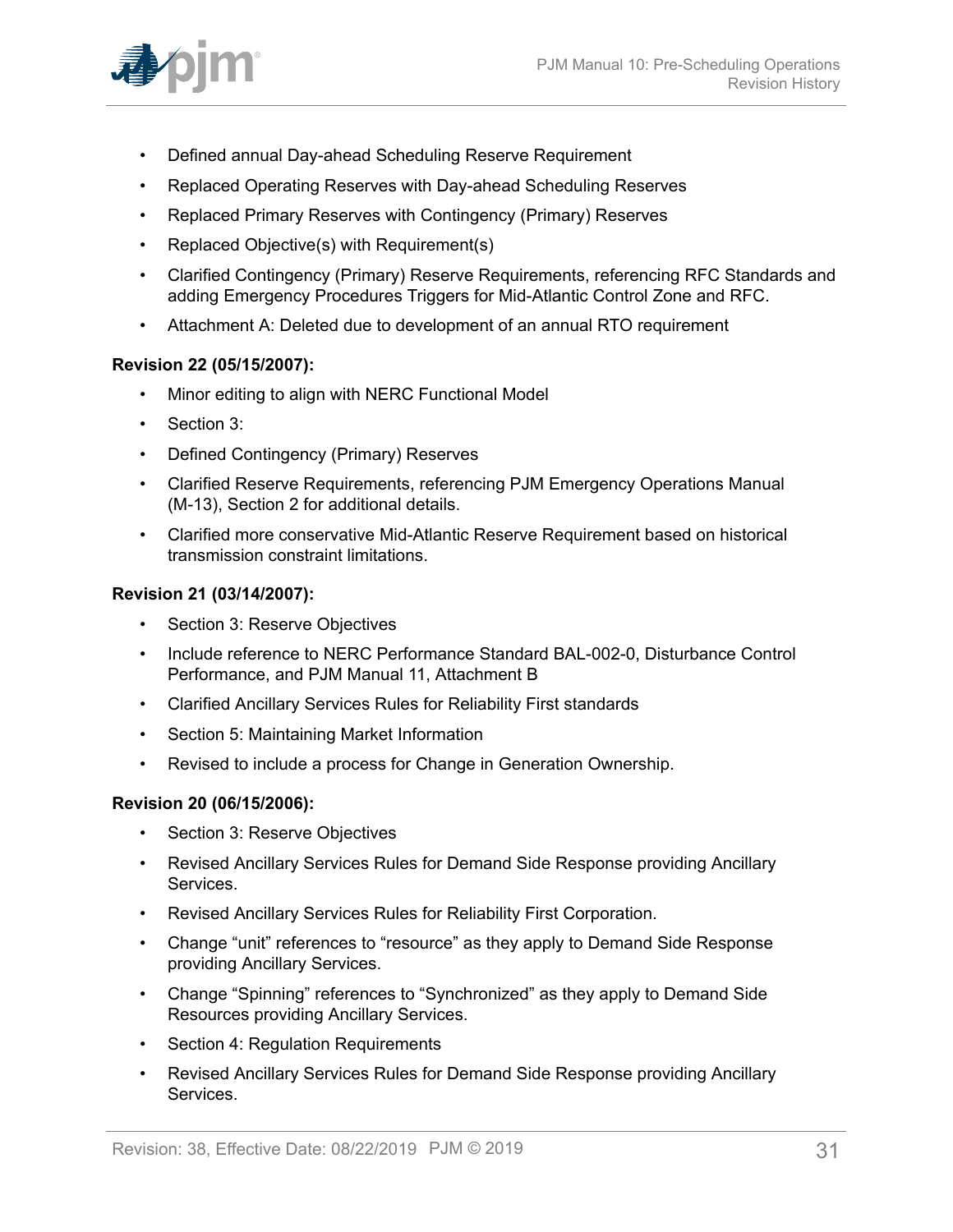- Defined annual Day-ahead Scheduling Reserve Requirement
- Replaced Operating Reserves with Day-ahead Scheduling Reserves
- Replaced Primary Reserves with Contingency (Primary) Reserves
- Replaced Objective(s) with Requirement(s)
- Clarified Contingency (Primary) Reserve Requirements, referencing RFC Standards and adding Emergency Procedures Triggers for Mid-Atlantic Control Zone and RFC.
- Attachment A: Deleted due to development of an annual RTO requirement

**Revision 22 (05/15/2007):**

- Minor editing to align with NERC Functional Model
- Section 3:
- Defined Contingency (Primary) Reserves
- Clarified Reserve Requirements, referencing PJM Emergency Operations Manual (M-13), Section 2 for additional details.
- Clarified more conservative Mid-Atlantic Reserve Requirement based on historical transmission constraint limitations.

**Revision 21 (03/14/2007):**

- Section 3: Reserve Objectives
- Include reference to NERC Performance Standard BAL-002-0, Disturbance Control Performance, and PJM Manual 11, Attachment B
- Clarified Ancillary Services Rules for Reliability First standards
- Section 5: Maintaining Market Information
- Revised to include a process for Change in Generation Ownership.

**Revision 20 (06/15/2006):**

- Section 3: Reserve Objectives
- Revised Ancillary Services Rules for Demand Side Response providing Ancillary Services.
- Revised Ancillary Services Rules for Reliability First Corporation.
- Change "unit" references to "resource" as they apply to Demand Side Response providing Ancillary Services.
- Change "Spinning" references to "Synchronized" as they apply to Demand Side Resources providing Ancillary Services.
- Section 4: Regulation Requirements
- Revised Ancillary Services Rules for Demand Side Response providing Ancillary Services.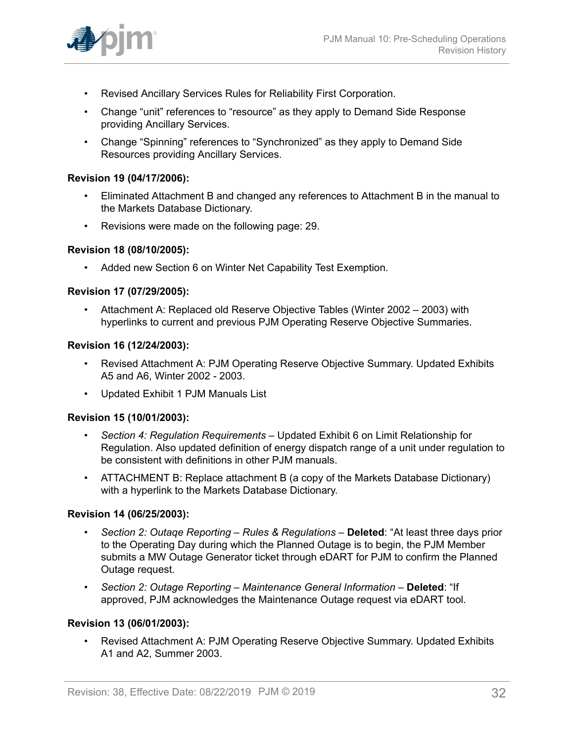- Revised Ancillary Services Rules for Reliability First Corporation.
- Change "unit" references to "resource" as they apply to Demand Side Response providing Ancillary Services.
- Change "Spinning" references to "Synchronized" as they apply to Demand Side Resources providing Ancillary Services.

**Revision 19 (04/17/2006):**

- Eliminated Attachment B and changed any references to Attachment B in the manual to the Markets Database Dictionary.
- Revisions were made on the following page: 29.

**Revision 18 (08/10/2005):**

- Added new Section 6 on Winter Net Capability Test Exemption.

**Revision 17 (07/29/2005):**

- Attachment A: Replaced old Reserve Objective Tables (Winter 2002 – 2003) with hyperlinks to current and previous PJM Operating Reserve Objective Summaries.

**Revision 16 (12/24/2003):**

- Revised Attachment A: PJM Operating Reserve Objective Summary. Updated Exhibits A5 and A6, Winter 2002 - 2003.
- Updated Exhibit 1 PJM Manuals List

**Revision 15 (10/01/2003):**

- *Section 4: Regulation Requirements* – Updated Exhibit 6 on Limit Relationship for Regulation. Also updated definition of energy dispatch range of a unit under regulation to be consistent with definitions in other PJM manuals.
- ATTACHMENT B: Replace attachment B (a copy of the Markets Database Dictionary) with a hyperlink to the Markets Database Dictionary.

**Revision 14 (06/25/2003):**

- *Section 2: Outaqe Reporting – Rules & Regulations* – **Deleted**: "At least three days prior to the Operating Day during which the Planned Outage is to begin, the PJM Member submits a MW Outage Generator ticket through eDART for PJM to confirm the Planned Outage request.
- *Section 2: Outage Reporting – Maintenance General Information* – **Deleted**: "If approved, PJM acknowledges the Maintenance Outage request via eDART tool.

**Revision 13 (06/01/2003):**

- Revised Attachment A: PJM Operating Reserve Objective Summary. Updated Exhibits A1 and A2, Summer 2003.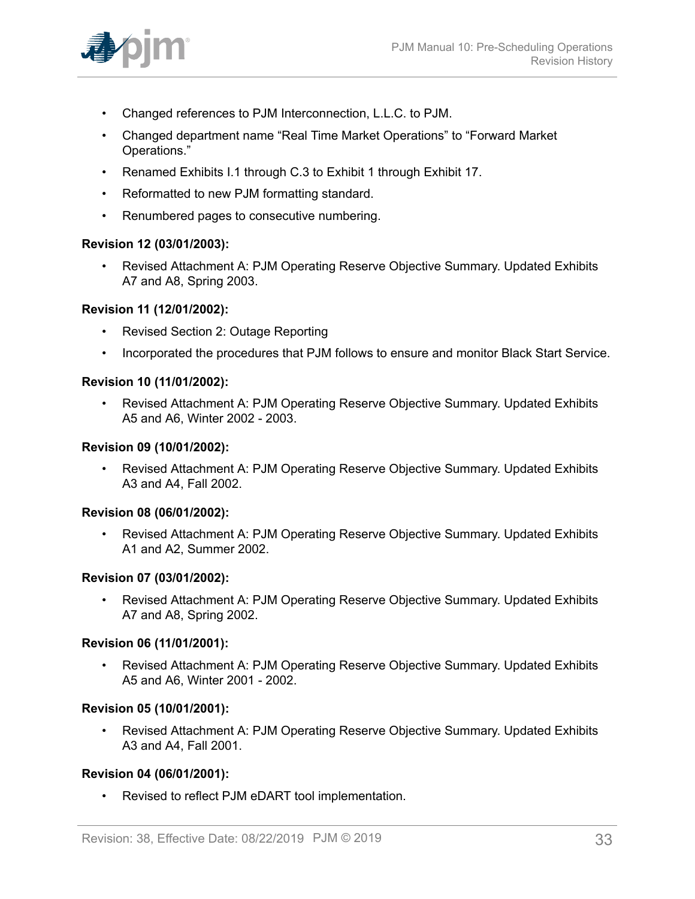- Changed references to PJM Interconnection, L.L.C. to PJM.
- Changed department name “Real Time Market Operations” to “Forward Market Operations.”
- Renamed Exhibits I.1 through C.3 to Exhibit 1 through Exhibit 17.
- Reformatted to new PJM formatting standard.
- Renumbered pages to consecutive numbering.

**Revision 12 (03/01/2003):**

- Revised Attachment A: PJM Operating Reserve Objective Summary. Updated Exhibits A7 and A8, Spring 2003.

**Revision 11 (12/01/2002):**

- Revised Section 2: Outage Reporting
- Incorporated the procedures that PJM follows to ensure and monitor Black Start Service.

**Revision 10 (11/01/2002):**

- Revised Attachment A: PJM Operating Reserve Objective Summary. Updated Exhibits A5 and A6, Winter 2002 - 2003.

**Revision 09 (10/01/2002):**

- Revised Attachment A: PJM Operating Reserve Objective Summary. Updated Exhibits A3 and A4, Fall 2002.

**Revision 08 (06/01/2002):**

- Revised Attachment A: PJM Operating Reserve Objective Summary. Updated Exhibits A1 and A2, Summer 2002.

**Revision 07 (03/01/2002):**

- Revised Attachment A: PJM Operating Reserve Objective Summary. Updated Exhibits A7 and A8, Spring 2002.

**Revision 06 (11/01/2001):**

- Revised Attachment A: PJM Operating Reserve Objective Summary. Updated Exhibits A5 and A6, Winter 2001 - 2002.

**Revision 05 (10/01/2001):**

- Revised Attachment A: PJM Operating Reserve Objective Summary. Updated Exhibits A3 and A4, Fall 2001.

**Revision 04 (06/01/2001):**

- Revised to reflect PJM eDART tool implementation.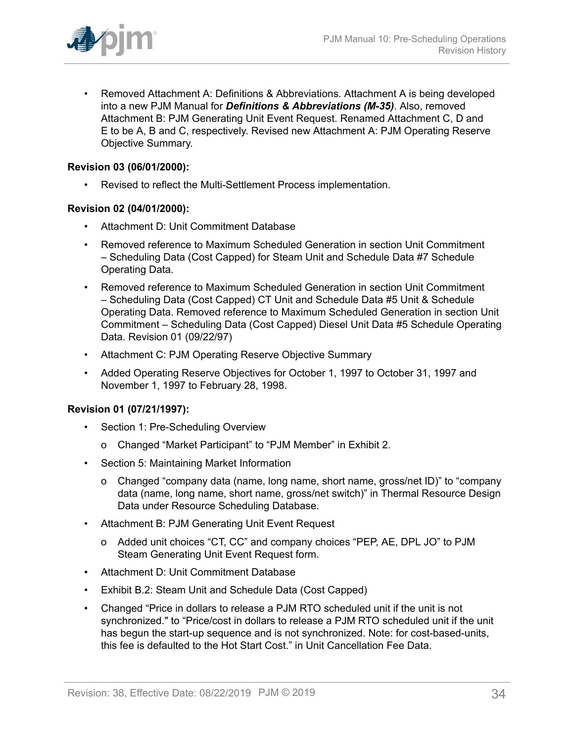- Removed Attachment A: Definitions & Abbreviations. Attachment A is being developed into a new PJM Manual for ***Definitions & Abbreviations (M-35)***. Also, removed Attachment B: PJM Generating Unit Event Request. Renamed Attachment C, D and E to be A, B and C, respectively. Revised new Attachment A: PJM Operating Reserve Objective Summary.

**Revision 03 (06/01/2000):**

- Revised to reflect the Multi-Settlement Process implementation.

**Revision 02 (04/01/2000):**

- Attachment D: Unit Commitment Database
- Removed reference to Maximum Scheduled Generation in section Unit Commitment – Scheduling Data (Cost Capped) for Steam Unit and Schedule Data #7 Schedule Operating Data.
- Removed reference to Maximum Scheduled Generation in section Unit Commitment – Scheduling Data (Cost Capped) CT Unit and Schedule Data #5 Unit & Schedule Operating Data. Removed reference to Maximum Scheduled Generation in section Unit Commitment – Scheduling Data (Cost Capped) Diesel Unit Data #5 Schedule Operating Data. Revision 01 (09/22/97)
- Attachment C: PJM Operating Reserve Objective Summary
- Added Operating Reserve Objectives for October 1, 1997 to October 31, 1997 and November 1, 1997 to February 28, 1998.

**Revision 01 (07/21/1997):**

- Section 1: Pre-Scheduling Overview
  - Changed “Market Participant” to “PJM Member” in Exhibit 2.
- Section 5: Maintaining Market Information
  - Changed “company data (name, long name, short name, gross/net ID)” to “company data (name, long name, short name, gross/net switch)” in Thermal Resource Design Data under Resource Scheduling Database.
- Attachment B: PJM Generating Unit Event Request
  - Added unit choices “CT, CC” and company choices “PEP, AE, DPL JO” to PJM Steam Generating Unit Event Request form.
- Attachment D: Unit Commitment Database
- Exhibit B.2: Steam Unit and Schedule Data (Cost Capped)
- Changed “Price in dollars to release a PJM RTO scheduled unit if the unit is not synchronized." to “Price/cost in dollars to release a PJM RTO scheduled unit if the unit has begun the start-up sequence and is not synchronized. Note: for cost-based-units, this fee is defaulted to the Hot Start Cost.” in Unit Cancellation Fee Data.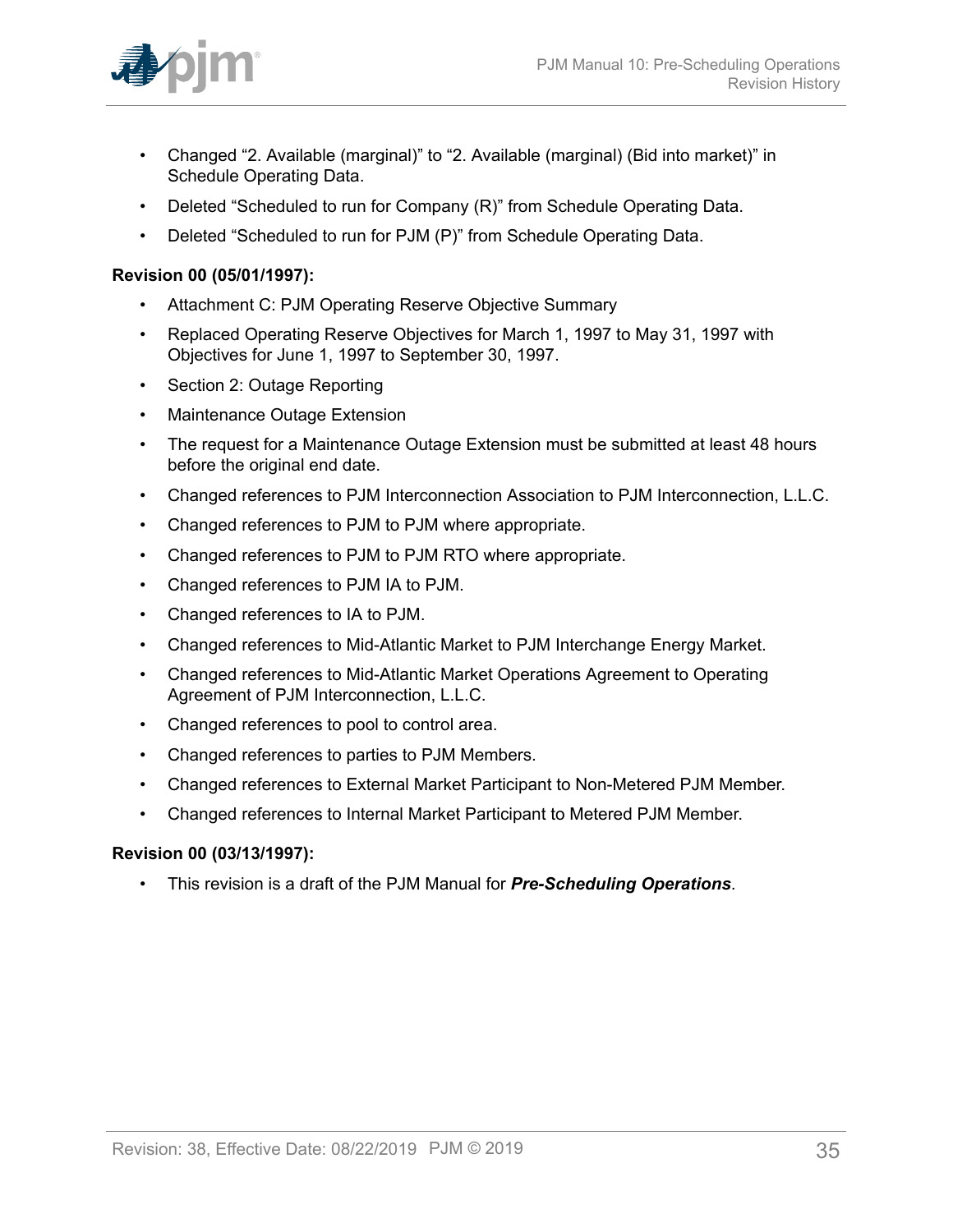- Changed “2. Available (marginal)” to “2. Available (marginal) (Bid into market)” in Schedule Operating Data.
- Deleted “Scheduled to run for Company (R)” from Schedule Operating Data.
- Deleted “Scheduled to run for PJM (P)” from Schedule Operating Data.

**Revision 00 (05/01/1997):**

- Attachment C: PJM Operating Reserve Objective Summary
- Replaced Operating Reserve Objectives for March 1, 1997 to May 31, 1997 with Objectives for June 1, 1997 to September 30, 1997.
- Section 2: Outage Reporting
- Maintenance Outage Extension
- The request for a Maintenance Outage Extension must be submitted at least 48 hours before the original end date.
- Changed references to PJM Interconnection Association to PJM Interconnection, L.L.C.
- Changed references to PJM to PJM where appropriate.
- Changed references to PJM to PJM RTO where appropriate.
- Changed references to PJM IA to PJM.
- Changed references to IA to PJM.
- Changed references to Mid-Atlantic Market to PJM Interchange Energy Market.
- Changed references to Mid-Atlantic Market Operations Agreement to Operating Agreement of PJM Interconnection, L.L.C.
- Changed references to pool to control area.
- Changed references to parties to PJM Members.
- Changed references to External Market Participant to Non-Metered PJM Member.
- Changed references to Internal Market Participant to Metered PJM Member.

**Revision 00 (03/13/1997):**

- This revision is a draft of the PJM Manual for ***Pre-Scheduling Operations***.